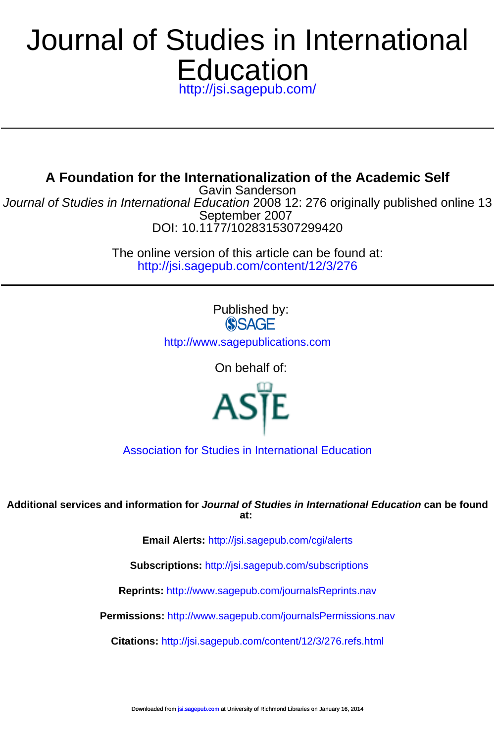# Journal of Studies in International Education

http://jsi.sagepub.com/

---

## A Foundation for the Internationalization of the Academic Self

Gavin Sanderson

*Journal of Studies in International Education* 2008 12: 276 originally published online 13 September 2007

DOI: 10.1177/1028315307299420

The online version of this article can be found at:
http://jsi.sagepub.com/content/12/3/276

---

Published by:

SAGE

http://www.sagepublications.com

On behalf of:

ASIE

Association for Studies in International Education

**Additional services and information for *Journal of Studies in International Education* can be found at:**

**Email Alerts:** http://jsi.sagepub.com/cgi/alerts

**Subscriptions:** http://jsi.sagepub.com/subscriptions

**Reprints:** http://www.sagepub.com/journalsReprints.nav

**Permissions:** http://www.sagepub.com/journalsPermissions.nav

**Citations:** http://jsi.sagepub.com/content/12/3/276.refs.html

Downloaded from jsi.sagepub.com at University of Richmond Libraries on January 16, 2014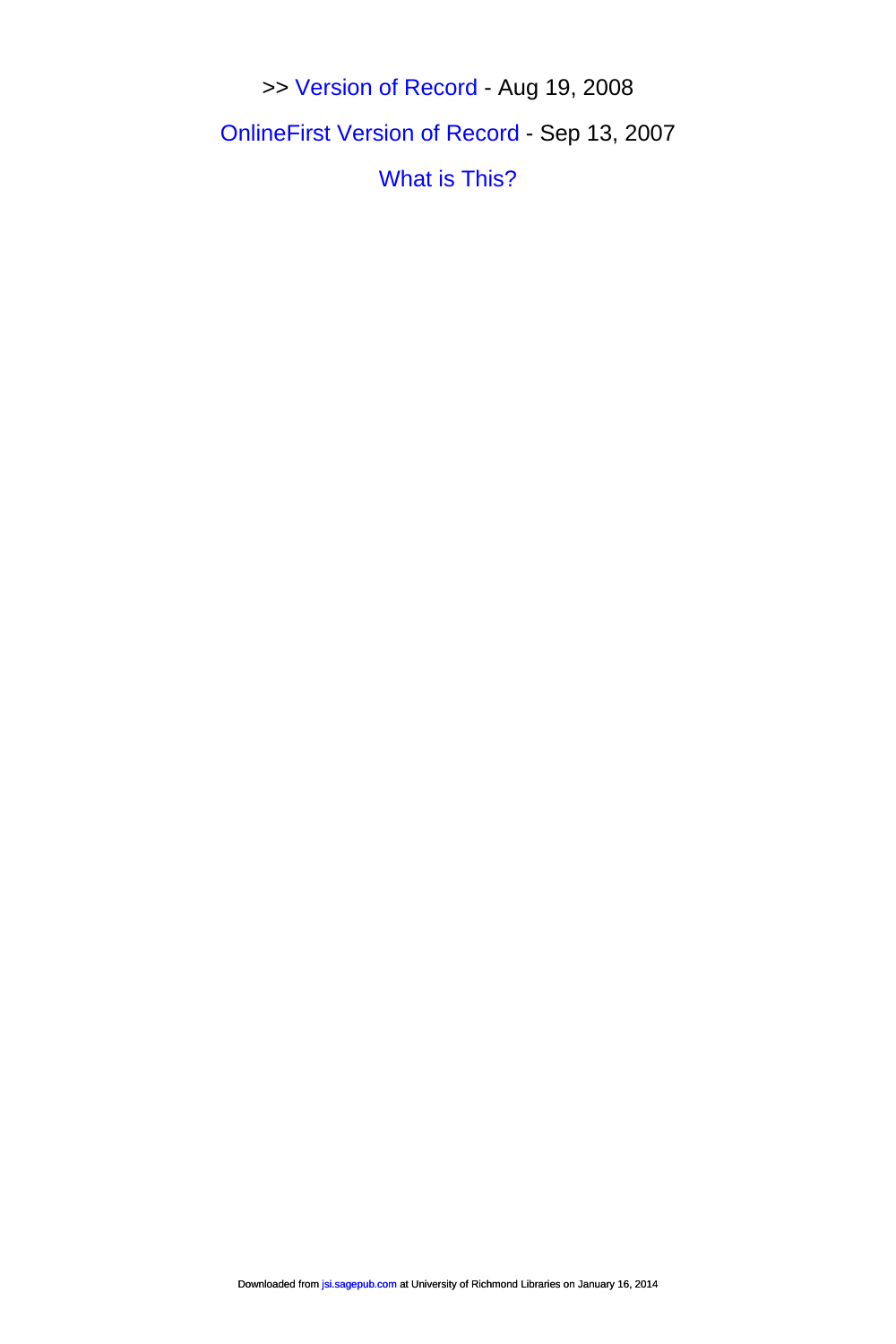>> Version of Record - Aug 19, 2008

OnlineFirst Version of Record - Sep 13, 2007

What is This?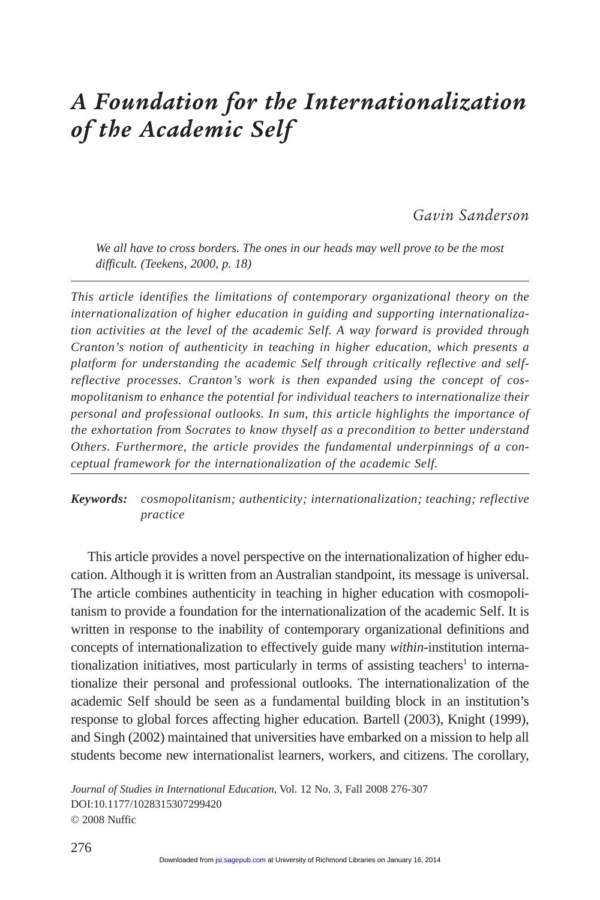# *A Foundation for the Internationalization of the Academic Self*

*Gavin Sanderson*

*We all have to cross borders. The ones in our heads may well prove to be the most difficult. (Teekens, 2000, p. 18)*

---

*This article identifies the limitations of contemporary organizational theory on the internationalization of higher education in guiding and supporting internationalization activities at the level of the academic Self. A way forward is provided through Cranton's notion of authenticity in teaching in higher education, which presents a platform for understanding the academic Self through critically reflective and self-reflective processes. Cranton's work is then expanded using the concept of cosmopolitanism to enhance the potential for individual teachers to internationalize their personal and professional outlooks. In sum, this article highlights the importance of the exhortation from Socrates to know thyself as a precondition to better understand Others. Furthermore, the article provides the fundamental underpinnings of a conceptual framework for the internationalization of the academic Self.*

---

***Keywords:*** *cosmopolitanism; authenticity; internationalization; teaching; reflective practice*

This article provides a novel perspective on the internationalization of higher education. Although it is written from an Australian standpoint, its message is universal. The article combines authenticity in teaching in higher education with cosmopolitanism to provide a foundation for the internationalization of the academic Self. It is written in response to the inability of contemporary organizational definitions and concepts of internationalization to effectively guide many *within*-institution internationalization initiatives, most particularly in terms of assisting teachers[1] to internationalize their personal and professional outlooks. The internationalization of the academic Self should be seen as a fundamental building block in an institution's response to global forces affecting higher education. Bartell (2003), Knight (1999), and Singh (2002) maintained that universities have embarked on a mission to help all students become new internationalist learners, workers, and citizens. The corollary,

*Journal of Studies in International Education*, Vol. 12 No. 3, Fall 2008 276-307
DOI:10.1177/1028315307299420
© 2008 Nuffic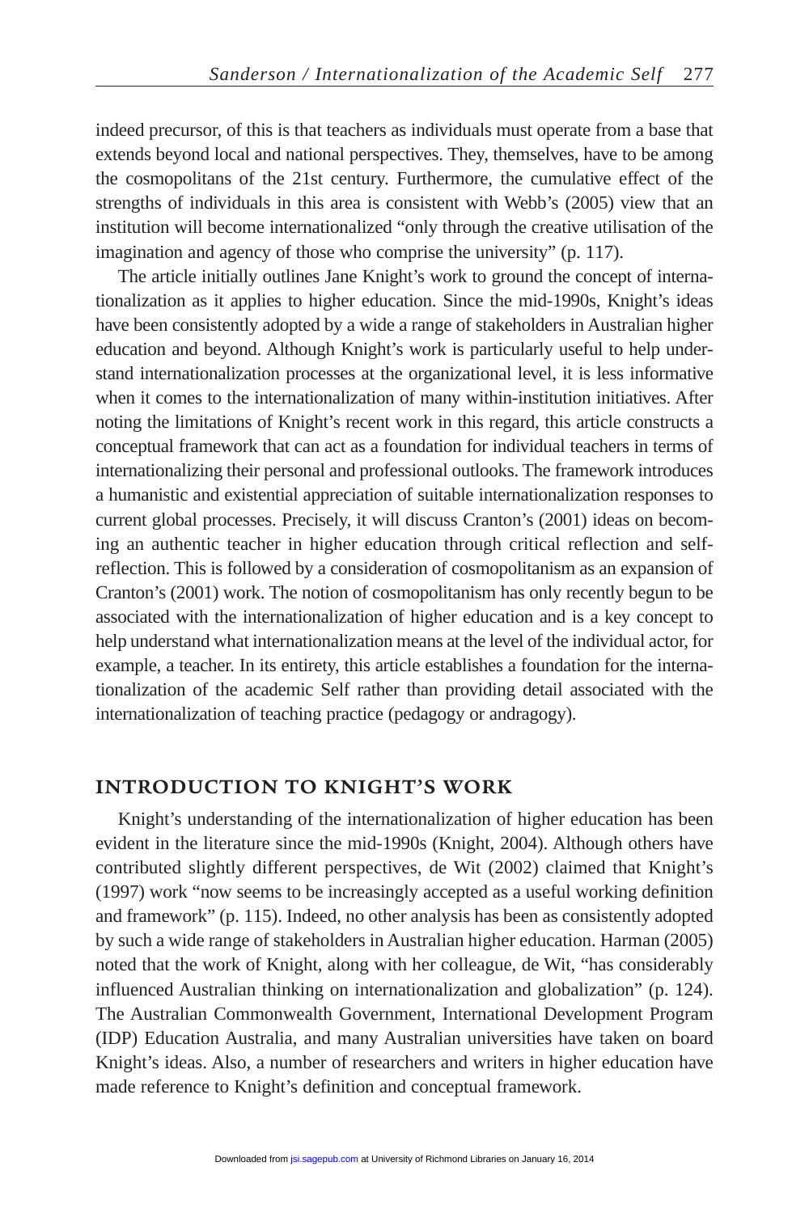indeed precursor, of this is that teachers as individuals must operate from a base that extends beyond local and national perspectives. They, themselves, have to be among the cosmopolitans of the 21st century. Furthermore, the cumulative effect of the strengths of individuals in this area is consistent with Webb's (2005) view that an institution will become internationalized "only through the creative utilisation of the imagination and agency of those who comprise the university" (p. 117).

The article initially outlines Jane Knight's work to ground the concept of internationalization as it applies to higher education. Since the mid-1990s, Knight's ideas have been consistently adopted by a wide a range of stakeholders in Australian higher education and beyond. Although Knight's work is particularly useful to help understand internationalization processes at the organizational level, it is less informative when it comes to the internationalization of many within-institution initiatives. After noting the limitations of Knight's recent work in this regard, this article constructs a conceptual framework that can act as a foundation for individual teachers in terms of internationalizing their personal and professional outlooks. The framework introduces a humanistic and existential appreciation of suitable internationalization responses to current global processes. Precisely, it will discuss Cranton's (2001) ideas on becoming an authentic teacher in higher education through critical reflection and self-reflection. This is followed by a consideration of cosmopolitanism as an expansion of Cranton's (2001) work. The notion of cosmopolitanism has only recently begun to be associated with the internationalization of higher education and is a key concept to help understand what internationalization means at the level of the individual actor, for example, a teacher. In its entirety, this article establishes a foundation for the internationalization of the academic Self rather than providing detail associated with the internationalization of teaching practice (pedagogy or andragogy).

## Introduction to Knight's Work

Knight's understanding of the internationalization of higher education has been evident in the literature since the mid-1990s (Knight, 2004). Although others have contributed slightly different perspectives, de Wit (2002) claimed that Knight's (1997) work "now seems to be increasingly accepted as a useful working definition and framework" (p. 115). Indeed, no other analysis has been as consistently adopted by such a wide range of stakeholders in Australian higher education. Harman (2005) noted that the work of Knight, along with her colleague, de Wit, "has considerably influenced Australian thinking on internationalization and globalization" (p. 124). The Australian Commonwealth Government, International Development Program (IDP) Education Australia, and many Australian universities have taken on board Knight's ideas. Also, a number of researchers and writers in higher education have made reference to Knight's definition and conceptual framework.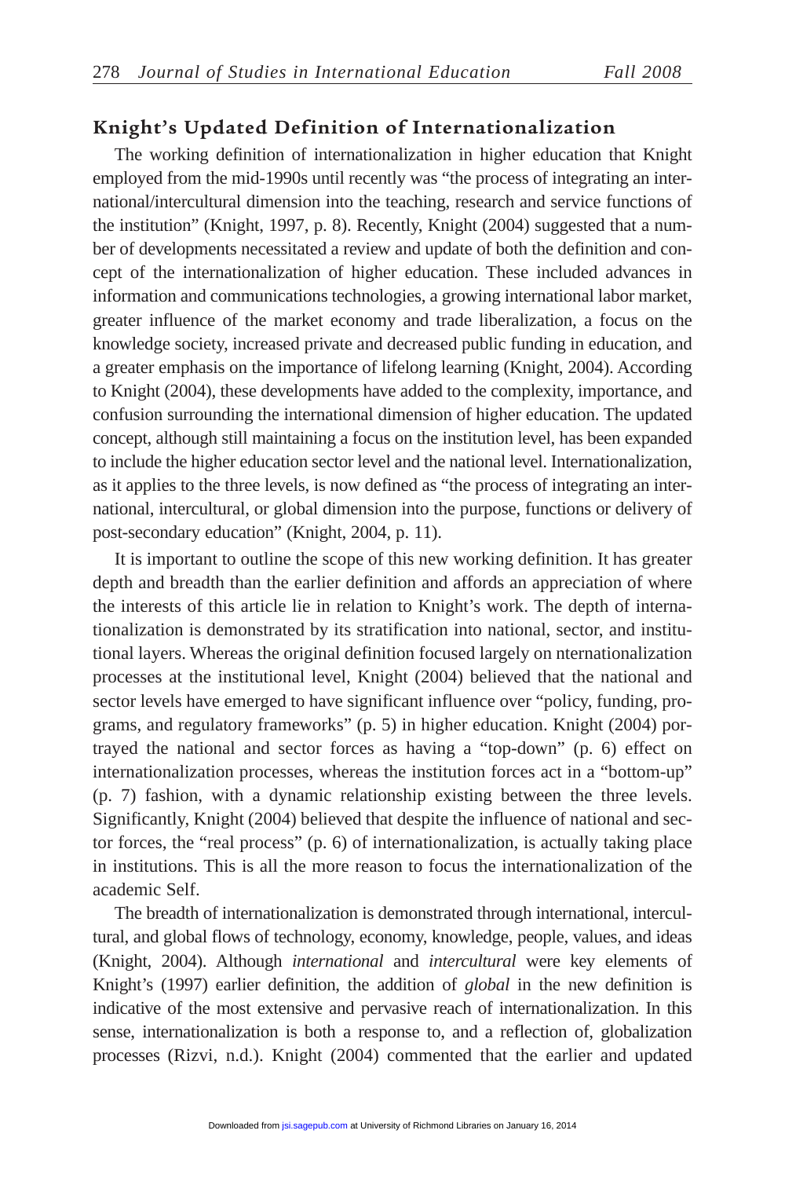## Knight's Updated Definition of Internationalization

The working definition of internationalization in higher education that Knight employed from the mid-1990s until recently was "the process of integrating an international/intercultural dimension into the teaching, research and service functions of the institution" (Knight, 1997, p. 8). Recently, Knight (2004) suggested that a number of developments necessitated a review and update of both the definition and concept of the internationalization of higher education. These included advances in information and communications technologies, a growing international labor market, greater influence of the market economy and trade liberalization, a focus on the knowledge society, increased private and decreased public funding in education, and a greater emphasis on the importance of lifelong learning (Knight, 2004). According to Knight (2004), these developments have added to the complexity, importance, and confusion surrounding the international dimension of higher education. The updated concept, although still maintaining a focus on the institution level, has been expanded to include the higher education sector level and the national level. Internationalization, as it applies to the three levels, is now defined as "the process of integrating an international, intercultural, or global dimension into the purpose, functions or delivery of post-secondary education" (Knight, 2004, p. 11).

It is important to outline the scope of this new working definition. It has greater depth and breadth than the earlier definition and affords an appreciation of where the interests of this article lie in relation to Knight's work. The depth of internationalization is demonstrated by its stratification into national, sector, and institutional layers. Whereas the original definition focused largely on nternationalization processes at the institutional level, Knight (2004) believed that the national and sector levels have emerged to have significant influence over "policy, funding, programs, and regulatory frameworks" (p. 5) in higher education. Knight (2004) portrayed the national and sector forces as having a "top-down" (p. 6) effect on internationalization processes, whereas the institution forces act in a "bottom-up" (p. 7) fashion, with a dynamic relationship existing between the three levels. Significantly, Knight (2004) believed that despite the influence of national and sector forces, the "real process" (p. 6) of internationalization, is actually taking place in institutions. This is all the more reason to focus the internationalization of the academic Self.

The breadth of internationalization is demonstrated through international, intercultural, and global flows of technology, economy, knowledge, people, values, and ideas (Knight, 2004). Although *international* and *intercultural* were key elements of Knight's (1997) earlier definition, the addition of *global* in the new definition is indicative of the most extensive and pervasive reach of internationalization. In this sense, internationalization is both a response to, and a reflection of, globalization processes (Rizvi, n.d.). Knight (2004) commented that the earlier and updated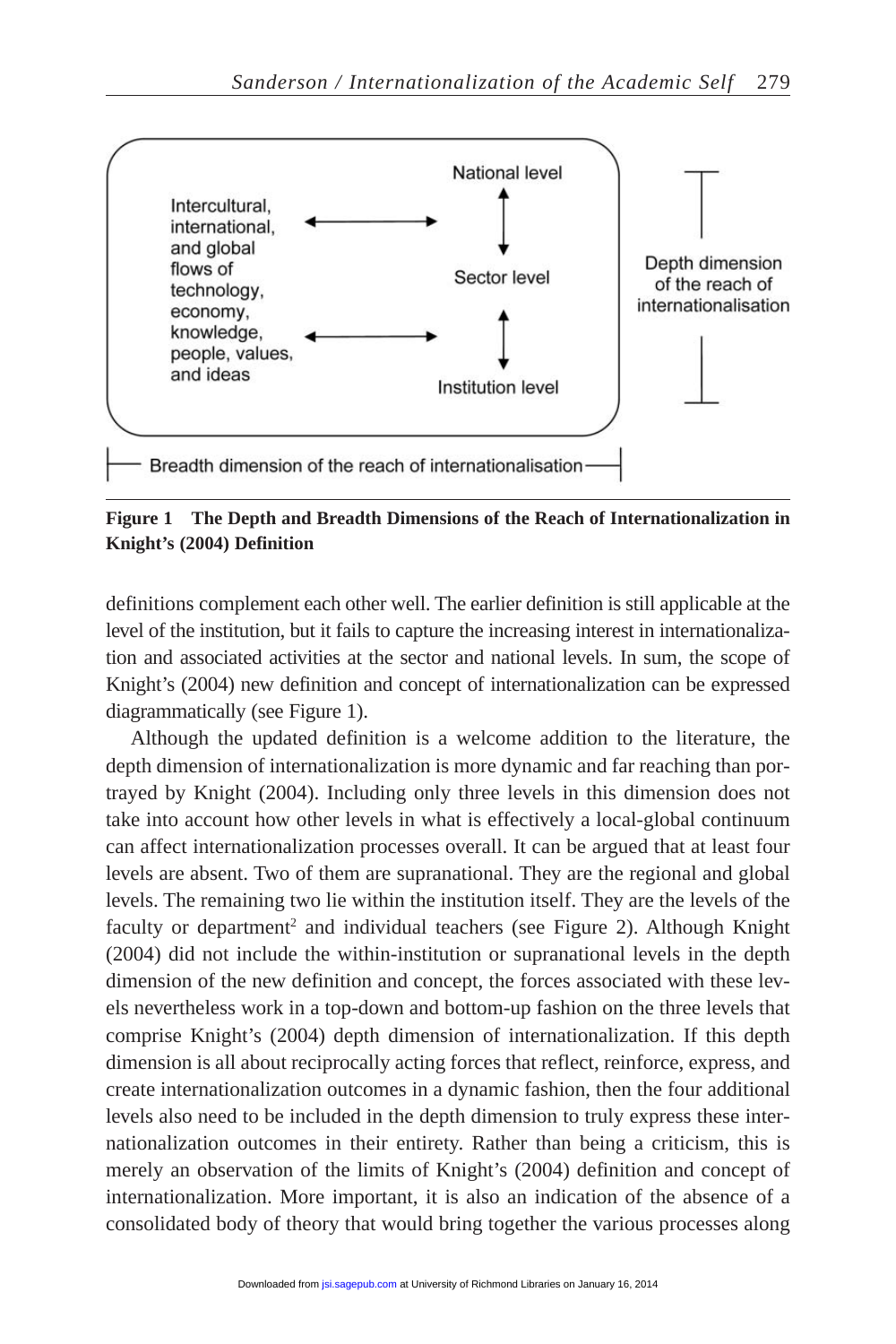**Figure 1 The Depth and Breadth Dimensions of the Reach of Internationalization in Knight's (2004) Definition**

definitions complement each other well. The earlier definition is still applicable at the level of the institution, but it fails to capture the increasing interest in internationalization and associated activities at the sector and national levels. In sum, the scope of Knight's (2004) new definition and concept of internationalization can be expressed diagrammatically (see Figure 1).

Although the updated definition is a welcome addition to the literature, the depth dimension of internationalization is more dynamic and far reaching than portrayed by Knight (2004). Including only three levels in this dimension does not take into account how other levels in what is effectively a local-global continuum can affect internationalization processes overall. It can be argued that at least four levels are absent. Two of them are supranational. They are the regional and global levels. The remaining two lie within the institution itself. They are the levels of the faculty or department[2] and individual teachers (see Figure 2). Although Knight (2004) did not include the within-institution or supranational levels in the depth dimension of the new definition and concept, the forces associated with these levels nevertheless work in a top-down and bottom-up fashion on the three levels that comprise Knight's (2004) depth dimension of internationalization. If this depth dimension is all about reciprocally acting forces that reflect, reinforce, express, and create internationalization outcomes in a dynamic fashion, then the four additional levels also need to be included in the depth dimension to truly express these internationalization outcomes in their entirety. Rather than being a criticism, this is merely an observation of the limits of Knight's (2004) definition and concept of internationalization. More important, it is also an indication of the absence of a consolidated body of theory that would bring together the various processes along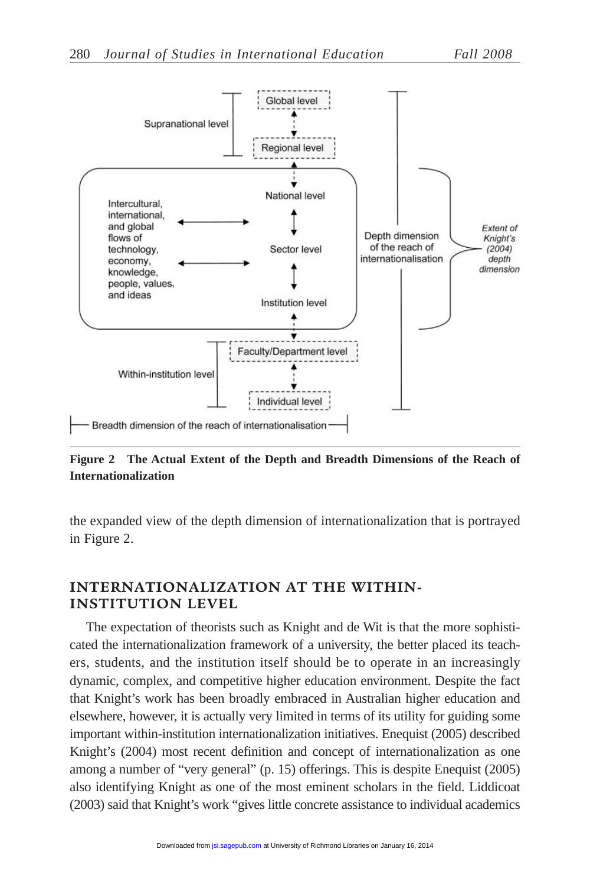Figure 2 The Actual Extent of the Depth and Breadth Dimensions of the Reach of Internationalization

the expanded view of the depth dimension of internationalization that is portrayed in Figure 2.

## INTERNATIONALIZATION AT THE WITHIN-INSTITUTION LEVEL

The expectation of theorists such as Knight and de Wit is that the more sophisticated the internationalization framework of a university, the better placed its teachers, students, and the institution itself should be to operate in an increasingly dynamic, complex, and competitive higher education environment. Despite the fact that Knight's work has been broadly embraced in Australian higher education and elsewhere, however, it is actually very limited in terms of its utility for guiding some important within-institution internationalization initiatives. Enequist (2005) described Knight's (2004) most recent definition and concept of internationalization as one among a number of "very general" (p. 15) offerings. This is despite Enequist (2005) also identifying Knight as one of the most eminent scholars in the field. Liddicoat (2003) said that Knight's work "gives little concrete assistance to individual academics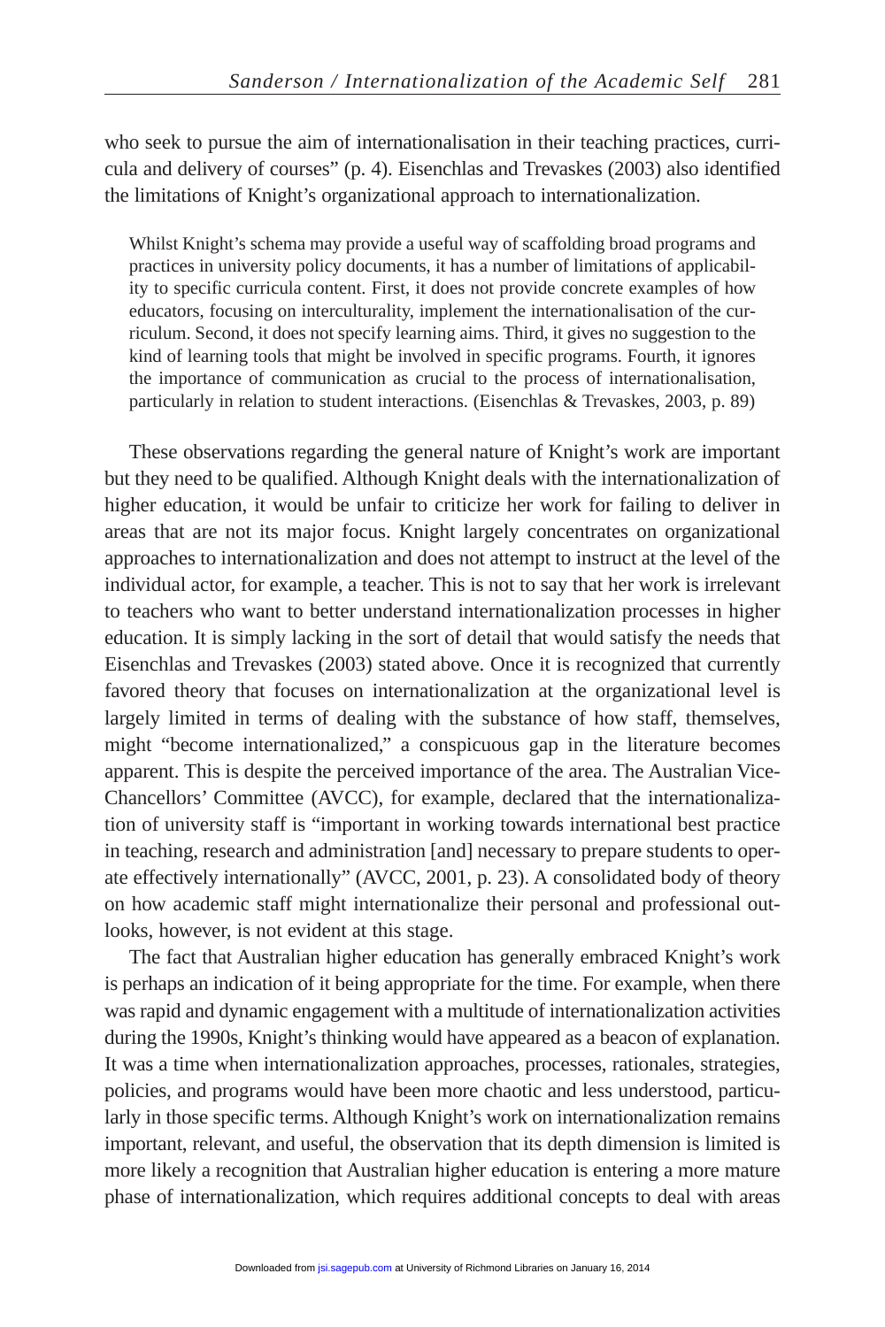who seek to pursue the aim of internationalisation in their teaching practices, curricula and delivery of courses" (p. 4). Eisenchlas and Trevaskes (2003) also identified the limitations of Knight's organizational approach to internationalization.

> Whilst Knight's schema may provide a useful way of scaffolding broad programs and practices in university policy documents, it has a number of limitations of applicability to specific curricula content. First, it does not provide concrete examples of how educators, focusing on interculturality, implement the internationalisation of the curriculum. Second, it does not specify learning aims. Third, it gives no suggestion to the kind of learning tools that might be involved in specific programs. Fourth, it ignores the importance of communication as crucial to the process of internationalisation, particularly in relation to student interactions. (Eisenchlas & Trevaskes, 2003, p. 89)

These observations regarding the general nature of Knight's work are important but they need to be qualified. Although Knight deals with the internationalization of higher education, it would be unfair to criticize her work for failing to deliver in areas that are not its major focus. Knight largely concentrates on organizational approaches to internationalization and does not attempt to instruct at the level of the individual actor, for example, a teacher. This is not to say that her work is irrelevant to teachers who want to better understand internationalization processes in higher education. It is simply lacking in the sort of detail that would satisfy the needs that Eisenchlas and Trevaskes (2003) stated above. Once it is recognized that currently favored theory that focuses on internationalization at the organizational level is largely limited in terms of dealing with the substance of how staff, themselves, might "become internationalized," a conspicuous gap in the literature becomes apparent. This is despite the perceived importance of the area. The Australian Vice-Chancellors' Committee (AVCC), for example, declared that the internationalization of university staff is "important in working towards international best practice in teaching, research and administration [and] necessary to prepare students to operate effectively internationally" (AVCC, 2001, p. 23). A consolidated body of theory on how academic staff might internationalize their personal and professional outlooks, however, is not evident at this stage.

The fact that Australian higher education has generally embraced Knight's work is perhaps an indication of it being appropriate for the time. For example, when there was rapid and dynamic engagement with a multitude of internationalization activities during the 1990s, Knight's thinking would have appeared as a beacon of explanation. It was a time when internationalization approaches, processes, rationales, strategies, policies, and programs would have been more chaotic and less understood, particularly in those specific terms. Although Knight's work on internationalization remains important, relevant, and useful, the observation that its depth dimension is limited is more likely a recognition that Australian higher education is entering a more mature phase of internationalization, which requires additional concepts to deal with areas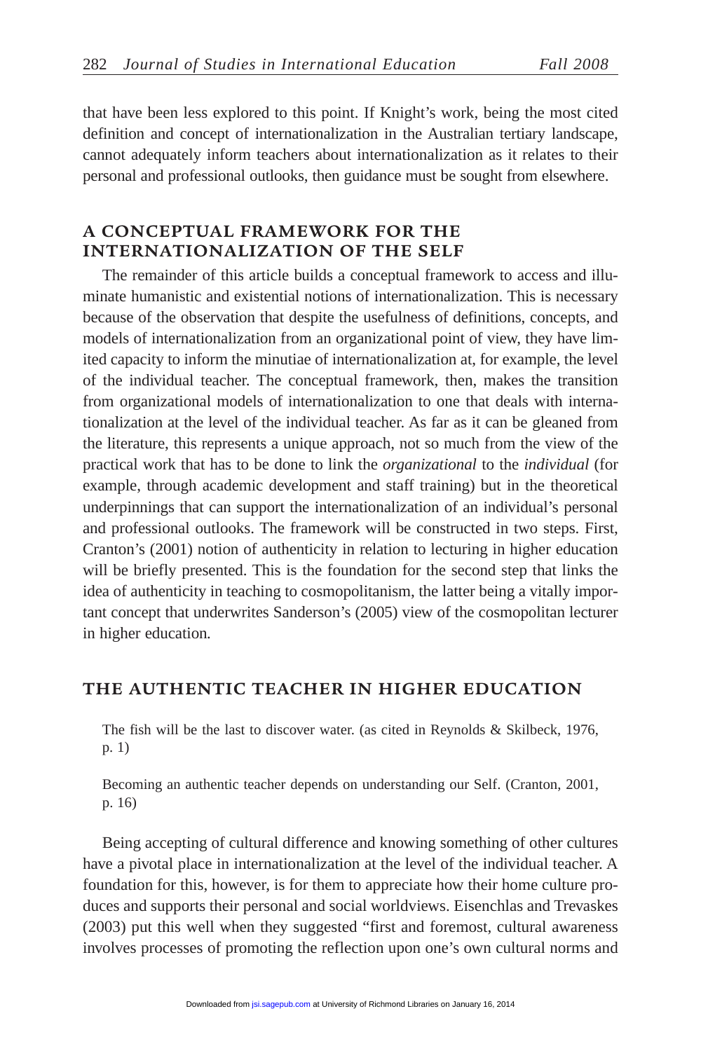that have been less explored to this point. If Knight's work, being the most cited definition and concept of internationalization in the Australian tertiary landscape, cannot adequately inform teachers about internationalization as it relates to their personal and professional outlooks, then guidance must be sought from elsewhere.

## A CONCEPTUAL FRAMEWORK FOR THE INTERNATIONALIZATION OF THE SELF

The remainder of this article builds a conceptual framework to access and illuminate humanistic and existential notions of internationalization. This is necessary because of the observation that despite the usefulness of definitions, concepts, and models of internationalization from an organizational point of view, they have limited capacity to inform the minutiae of internationalization at, for example, the level of the individual teacher. The conceptual framework, then, makes the transition from organizational models of internationalization to one that deals with internationalization at the level of the individual teacher. As far as it can be gleaned from the literature, this represents a unique approach, not so much from the view of the practical work that has to be done to link the *organizational* to the *individual* (for example, through academic development and staff training) but in the theoretical underpinnings that can support the internationalization of an individual's personal and professional outlooks. The framework will be constructed in two steps. First, Cranton's (2001) notion of authenticity in relation to lecturing in higher education will be briefly presented. This is the foundation for the second step that links the idea of authenticity in teaching to cosmopolitanism, the latter being a vitally important concept that underwrites Sanderson's (2005) view of the cosmopolitan lecturer in higher education.

## THE AUTHENTIC TEACHER IN HIGHER EDUCATION

> The fish will be the last to discover water. (as cited in Reynolds & Skilbeck, 1976, p. 1)

> Becoming an authentic teacher depends on understanding our Self. (Cranton, 2001, p. 16)

Being accepting of cultural difference and knowing something of other cultures have a pivotal place in internationalization at the level of the individual teacher. A foundation for this, however, is for them to appreciate how their home culture produces and supports their personal and social worldviews. Eisenchlas and Trevaskes (2003) put this well when they suggested "first and foremost, cultural awareness involves processes of promoting the reflection upon one's own cultural norms and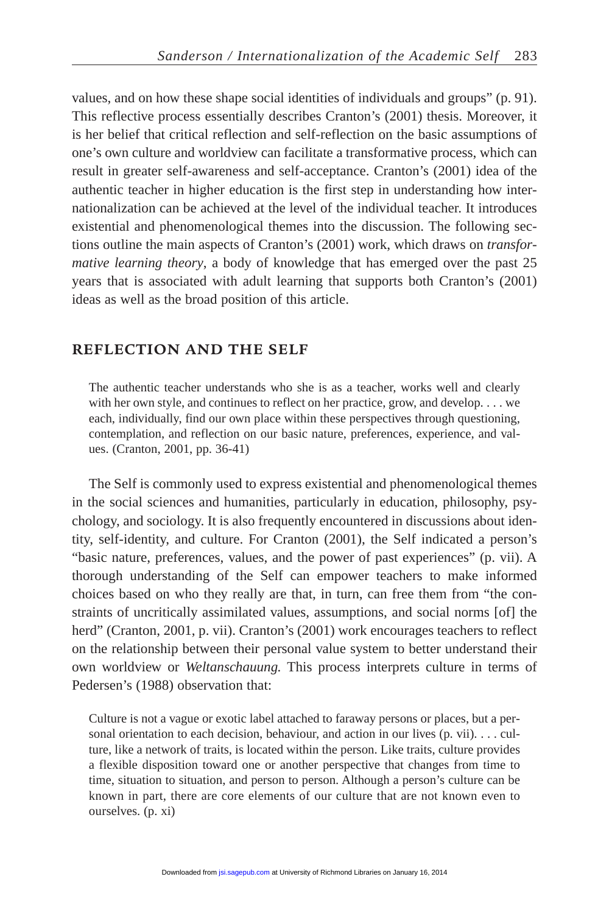values, and on how these shape social identities of individuals and groups" (p. 91). This reflective process essentially describes Cranton's (2001) thesis. Moreover, it is her belief that critical reflection and self-reflection on the basic assumptions of one's own culture and worldview can facilitate a transformative process, which can result in greater self-awareness and self-acceptance. Cranton's (2001) idea of the authentic teacher in higher education is the first step in understanding how internationalization can be achieved at the level of the individual teacher. It introduces existential and phenomenological themes into the discussion. The following sections outline the main aspects of Cranton's (2001) work, which draws on *transformative learning theory*, a body of knowledge that has emerged over the past 25 years that is associated with adult learning that supports both Cranton's (2001) ideas as well as the broad position of this article.

## REFLECTION AND THE SELF

> The authentic teacher understands who she is as a teacher, works well and clearly with her own style, and continues to reflect on her practice, grow, and develop. . . . we each, individually, find our own place within these perspectives through questioning, contemplation, and reflection on our basic nature, preferences, experience, and values. (Cranton, 2001, pp. 36-41)

The Self is commonly used to express existential and phenomenological themes in the social sciences and humanities, particularly in education, philosophy, psychology, and sociology. It is also frequently encountered in discussions about identity, self-identity, and culture. For Cranton (2001), the Self indicated a person's "basic nature, preferences, values, and the power of past experiences" (p. vii). A thorough understanding of the Self can empower teachers to make informed choices based on who they really are that, in turn, can free them from "the constraints of uncritically assimilated values, assumptions, and social norms [of] the herd" (Cranton, 2001, p. vii). Cranton's (2001) work encourages teachers to reflect on the relationship between their personal value system to better understand their own worldview or *Weltanschauung.* This process interprets culture in terms of Pedersen's (1988) observation that:

> Culture is not a vague or exotic label attached to faraway persons or places, but a personal orientation to each decision, behaviour, and action in our lives (p. vii). . . . culture, like a network of traits, is located within the person. Like traits, culture provides a flexible disposition toward one or another perspective that changes from time to time, situation to situation, and person to person. Although a person's culture can be known in part, there are core elements of our culture that are not known even to ourselves. (p. xi)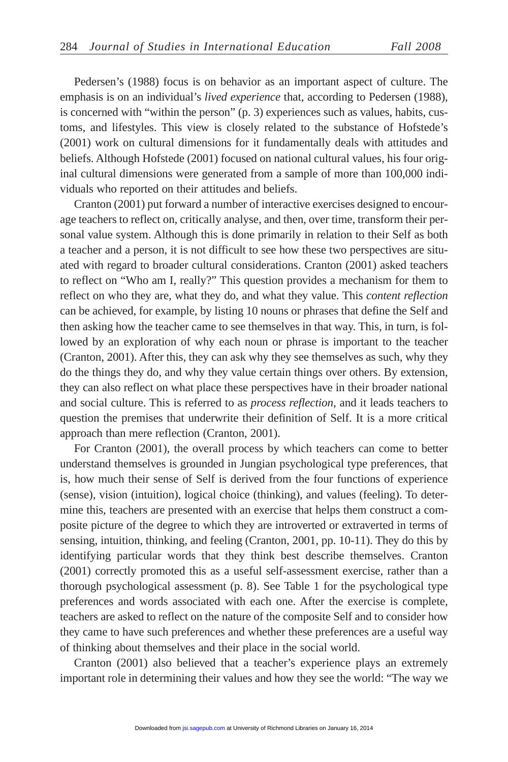Pedersen's (1988) focus is on behavior as an important aspect of culture. The emphasis is on an individual's *lived experience* that, according to Pedersen (1988), is concerned with "within the person" (p. 3) experiences such as values, habits, customs, and lifestyles. This view is closely related to the substance of Hofstede's (2001) work on cultural dimensions for it fundamentally deals with attitudes and beliefs. Although Hofstede (2001) focused on national cultural values, his four original cultural dimensions were generated from a sample of more than 100,000 individuals who reported on their attitudes and beliefs.

Cranton (2001) put forward a number of interactive exercises designed to encourage teachers to reflect on, critically analyse, and then, over time, transform their personal value system. Although this is done primarily in relation to their Self as both a teacher and a person, it is not difficult to see how these two perspectives are situated with regard to broader cultural considerations. Cranton (2001) asked teachers to reflect on "Who am I, really?" This question provides a mechanism for them to reflect on who they are, what they do, and what they value. This *content reflection* can be achieved, for example, by listing 10 nouns or phrases that define the Self and then asking how the teacher came to see themselves in that way. This, in turn, is followed by an exploration of why each noun or phrase is important to the teacher (Cranton, 2001). After this, they can ask why they see themselves as such, why they do the things they do, and why they value certain things over others. By extension, they can also reflect on what place these perspectives have in their broader national and social culture. This is referred to as *process reflection*, and it leads teachers to question the premises that underwrite their definition of Self. It is a more critical approach than mere reflection (Cranton, 2001).

For Cranton (2001), the overall process by which teachers can come to better understand themselves is grounded in Jungian psychological type preferences, that is, how much their sense of Self is derived from the four functions of experience (sense), vision (intuition), logical choice (thinking), and values (feeling). To determine this, teachers are presented with an exercise that helps them construct a composite picture of the degree to which they are introverted or extraverted in terms of sensing, intuition, thinking, and feeling (Cranton, 2001, pp. 10-11). They do this by identifying particular words that they think best describe themselves. Cranton (2001) correctly promoted this as a useful self-assessment exercise, rather than a thorough psychological assessment (p. 8). See Table 1 for the psychological type preferences and words associated with each one. After the exercise is complete, teachers are asked to reflect on the nature of the composite Self and to consider how they came to have such preferences and whether these preferences are a useful way of thinking about themselves and their place in the social world.

Cranton (2001) also believed that a teacher's experience plays an extremely important role in determining their values and how they see the world: "The way we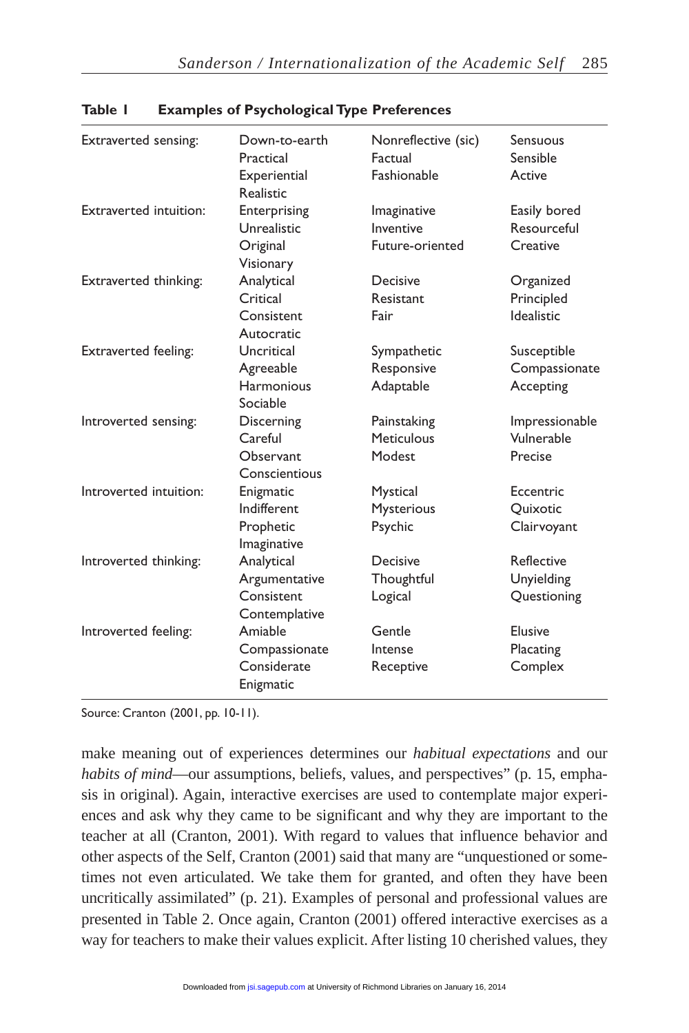**Table 1 Examples of Psychological Type Preferences**

| | | | |
|---|---|---|---|
| Extraverted sensing: | Down-to-earth<br>Practical<br>Experiential<br>Realistic | Nonreflective (sic)<br>Factual<br>Fashionable | Sensuous<br>Sensible<br>Active |
| Extraverted intuition: | Enterprising<br>Unrealistic<br>Original<br>Visionary | Imaginative<br>Inventive<br>Future-oriented | Easily bored<br>Resourceful<br>Creative |
| Extraverted thinking: | Analytical<br>Critical<br>Consistent<br>Autocratic | Decisive<br>Resistant<br>Fair | Organized<br>Principled<br>Idealistic |
| Extraverted feeling: | Uncritical<br>Agreeable<br>Harmonious<br>Sociable | Sympathetic<br>Responsive<br>Adaptable | Susceptible<br>Compassionate<br>Accepting |
| Introverted sensing: | Discerning<br>Careful<br>Observant<br>Conscientious | Painstaking<br>Meticulous<br>Modest | Impressionable<br>Vulnerable<br>Precise |
| Introverted intuition: | Enigmatic<br>Indifferent<br>Prophetic<br>Imaginative | Mystical<br>Mysterious<br>Psychic | Eccentric<br>Quixotic<br>Clairvoyant |
| Introverted thinking: | Analytical<br>Argumentative<br>Consistent<br>Contemplative | Decisive<br>Thoughtful<br>Logical | Reflective<br>Unyielding<br>Questioning |
| Introverted feeling: | Amiable<br>Compassionate<br>Considerate<br>Enigmatic | Gentle<br>Intense<br>Receptive | Elusive<br>Placating<br>Complex |

Source: Cranton (2001, pp. 10-11).

make meaning out of experiences determines our *habitual expectations* and our *habits of mind*—our assumptions, beliefs, values, and perspectives" (p. 15, emphasis in original). Again, interactive exercises are used to contemplate major experiences and ask why they came to be significant and why they are important to the teacher at all (Cranton, 2001). With regard to values that influence behavior and other aspects of the Self, Cranton (2001) said that many are "unquestioned or sometimes not even articulated. We take them for granted, and often they have been uncritically assimilated" (p. 21). Examples of personal and professional values are presented in Table 2. Once again, Cranton (2001) offered interactive exercises as a way for teachers to make their values explicit. After listing 10 cherished values, they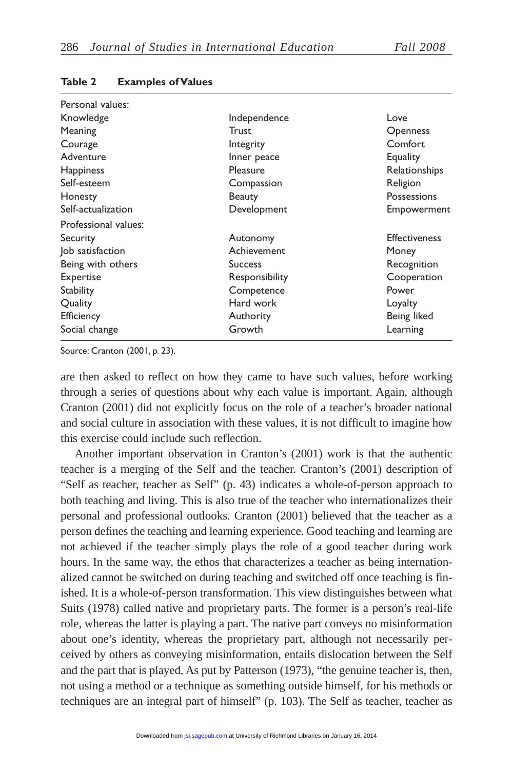**Table 2 Examples of Values**

| | | |
|---|---|---|
| Personal values: | | |
| Knowledge | Independence | Love |
| Meaning | Trust | Openness |
| Courage | Integrity | Comfort |
| Adventure | Inner peace | Equality |
| Happiness | Pleasure | Relationships |
| Self-esteem | Compassion | Religion |
| Honesty | Beauty | Possessions |
| Self-actualization | Development | Empowerment |
| Professional values: | | |
| Security | Autonomy | Effectiveness |
| Job satisfaction | Achievement | Money |
| Being with others | Success | Recognition |
| Expertise | Responsibility | Cooperation |
| Stability | Competence | Power |
| Quality | Hard work | Loyalty |
| Efficiency | Authority | Being liked |
| Social change | Growth | Learning |

Source: Cranton (2001, p. 23).

are then asked to reflect on how they came to have such values, before working through a series of questions about why each value is important. Again, although Cranton (2001) did not explicitly focus on the role of a teacher's broader national and social culture in association with these values, it is not difficult to imagine how this exercise could include such reflection.

Another important observation in Cranton's (2001) work is that the authentic teacher is a merging of the Self and the teacher. Cranton's (2001) description of "Self as teacher, teacher as Self" (p. 43) indicates a whole-of-person approach to both teaching and living. This is also true of the teacher who internationalizes their personal and professional outlooks. Cranton (2001) believed that the teacher as a person defines the teaching and learning experience. Good teaching and learning are not achieved if the teacher simply plays the role of a good teacher during work hours. In the same way, the ethos that characterizes a teacher as being internationalized cannot be switched on during teaching and switched off once teaching is finished. It is a whole-of-person transformation. This view distinguishes between what Suits (1978) called native and proprietary parts. The former is a person's real-life role, whereas the latter is playing a part. The native part conveys no misinformation about one's identity, whereas the proprietary part, although not necessarily perceived by others as conveying misinformation, entails dislocation between the Self and the part that is played. As put by Patterson (1973), "the genuine teacher is, then, not using a method or a technique as something outside himself, for his methods or techniques are an integral part of himself" (p. 103). The Self as teacher, teacher as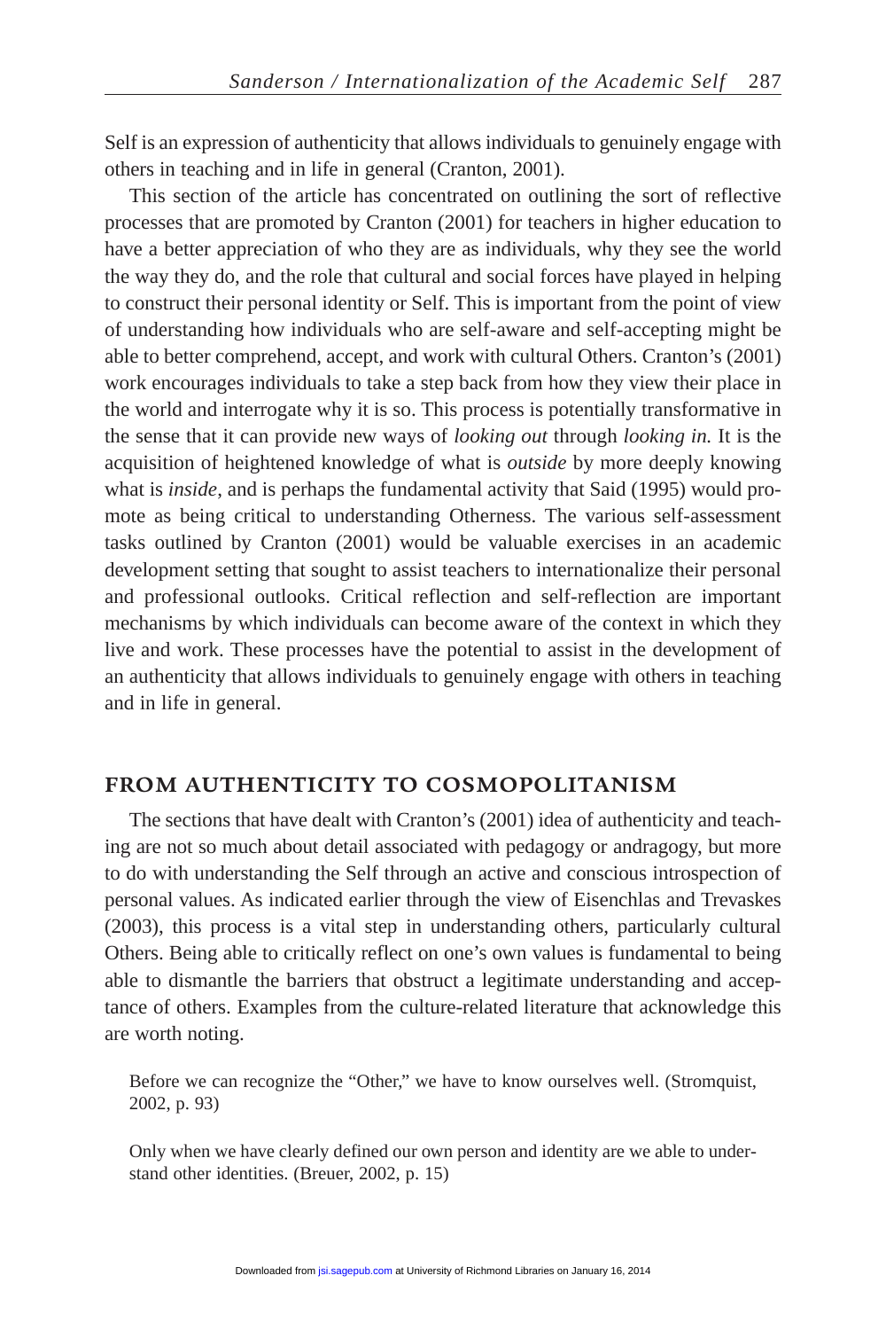Self is an expression of authenticity that allows individuals to genuinely engage with others in teaching and in life in general (Cranton, 2001).

This section of the article has concentrated on outlining the sort of reflective processes that are promoted by Cranton (2001) for teachers in higher education to have a better appreciation of who they are as individuals, why they see the world the way they do, and the role that cultural and social forces have played in helping to construct their personal identity or Self. This is important from the point of view of understanding how individuals who are self-aware and self-accepting might be able to better comprehend, accept, and work with cultural Others. Cranton's (2001) work encourages individuals to take a step back from how they view their place in the world and interrogate why it is so. This process is potentially transformative in the sense that it can provide new ways of *looking out* through *looking in.* It is the acquisition of heightened knowledge of what is *outside* by more deeply knowing what is *inside*, and is perhaps the fundamental activity that Said (1995) would promote as being critical to understanding Otherness. The various self-assessment tasks outlined by Cranton (2001) would be valuable exercises in an academic development setting that sought to assist teachers to internationalize their personal and professional outlooks. Critical reflection and self-reflection are important mechanisms by which individuals can become aware of the context in which they live and work. These processes have the potential to assist in the development of an authenticity that allows individuals to genuinely engage with others in teaching and in life in general.

## FROM AUTHENTICITY TO COSMOPOLITANISM

The sections that have dealt with Cranton's (2001) idea of authenticity and teaching are not so much about detail associated with pedagogy or andragogy, but more to do with understanding the Self through an active and conscious introspection of personal values. As indicated earlier through the view of Eisenchlas and Trevaskes (2003), this process is a vital step in understanding others, particularly cultural Others. Being able to critically reflect on one's own values is fundamental to being able to dismantle the barriers that obstruct a legitimate understanding and acceptance of others. Examples from the culture-related literature that acknowledge this are worth noting.

> Before we can recognize the "Other," we have to know ourselves well. (Stromquist, 2002, p. 93)

> Only when we have clearly defined our own person and identity are we able to understand other identities. (Breuer, 2002, p. 15)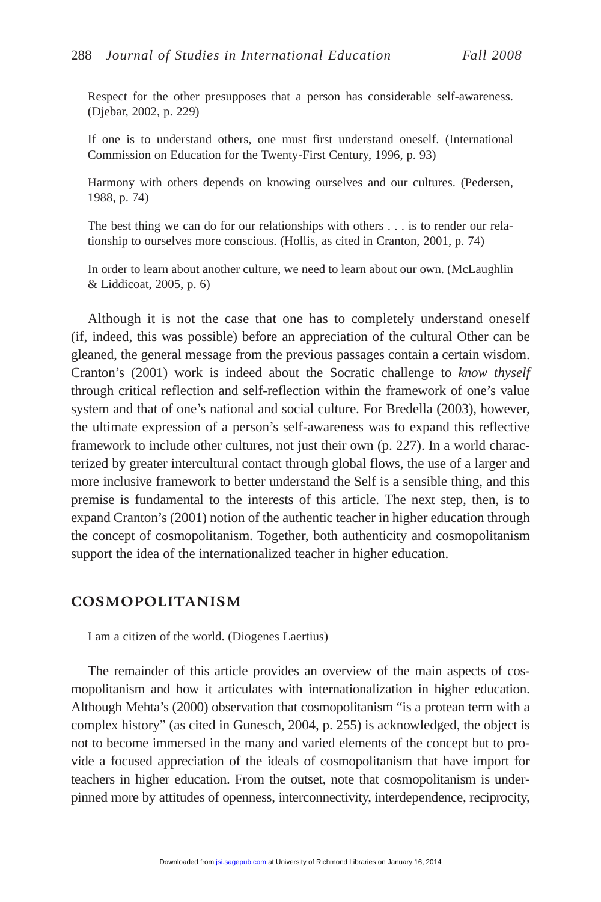> Respect for the other presupposes that a person has considerable self-awareness. (Djebar, 2002, p. 229)

> If one is to understand others, one must first understand oneself. (International Commission on Education for the Twenty-First Century, 1996, p. 93)

> Harmony with others depends on knowing ourselves and our cultures. (Pedersen, 1988, p. 74)

> The best thing we can do for our relationships with others . . . is to render our relationship to ourselves more conscious. (Hollis, as cited in Cranton, 2001, p. 74)

> In order to learn about another culture, we need to learn about our own. (McLaughlin & Liddicoat, 2005, p. 6)

Although it is not the case that one has to completely understand oneself (if, indeed, this was possible) before an appreciation of the cultural Other can be gleaned, the general message from the previous passages contain a certain wisdom. Cranton's (2001) work is indeed about the Socratic challenge to *know thyself* through critical reflection and self-reflection within the framework of one's value system and that of one's national and social culture. For Bredella (2003), however, the ultimate expression of a person's self-awareness was to expand this reflective framework to include other cultures, not just their own (p. 227). In a world characterized by greater intercultural contact through global flows, the use of a larger and more inclusive framework to better understand the Self is a sensible thing, and this premise is fundamental to the interests of this article. The next step, then, is to expand Cranton's (2001) notion of the authentic teacher in higher education through the concept of cosmopolitanism. Together, both authenticity and cosmopolitanism support the idea of the internationalized teacher in higher education.

## COSMOPOLITANISM

> I am a citizen of the world. (Diogenes Laertius)

The remainder of this article provides an overview of the main aspects of cosmopolitanism and how it articulates with internationalization in higher education. Although Mehta's (2000) observation that cosmopolitanism "is a protean term with a complex history" (as cited in Gunesch, 2004, p. 255) is acknowledged, the object is not to become immersed in the many and varied elements of the concept but to provide a focused appreciation of the ideals of cosmopolitanism that have import for teachers in higher education. From the outset, note that cosmopolitanism is underpinned more by attitudes of openness, interconnectivity, interdependence, reciprocity,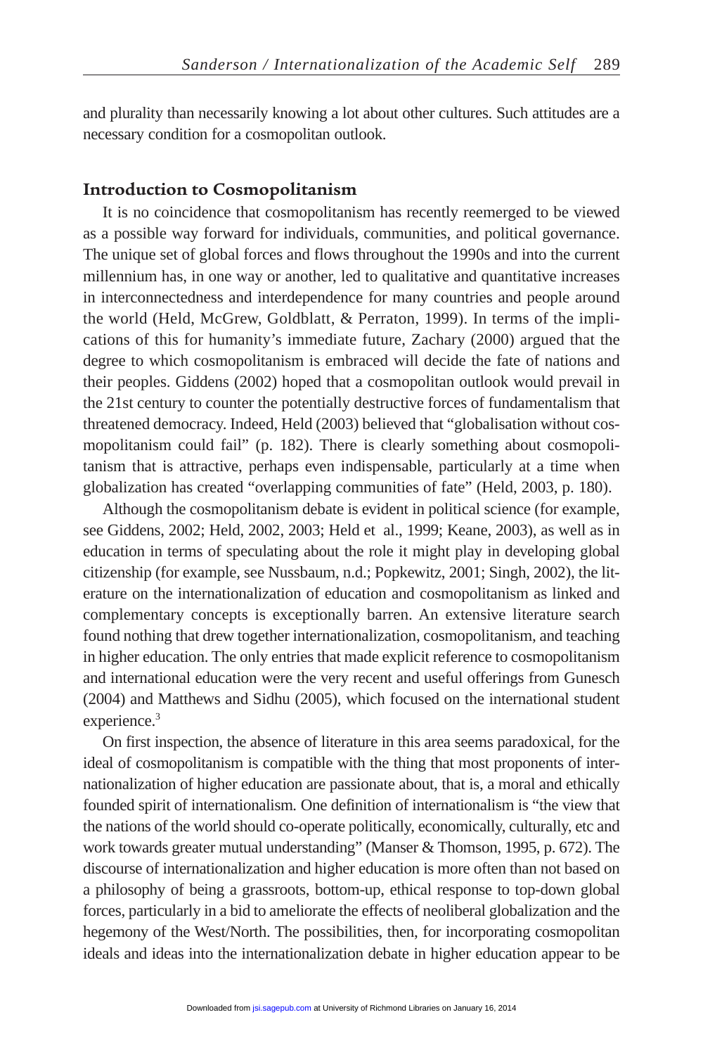and plurality than necessarily knowing a lot about other cultures. Such attitudes are a necessary condition for a cosmopolitan outlook.

## Introduction to Cosmopolitanism

It is no coincidence that cosmopolitanism has recently reemerged to be viewed as a possible way forward for individuals, communities, and political governance. The unique set of global forces and flows throughout the 1990s and into the current millennium has, in one way or another, led to qualitative and quantitative increases in interconnectedness and interdependence for many countries and people around the world (Held, McGrew, Goldblatt, & Perraton, 1999). In terms of the implications of this for humanity's immediate future, Zachary (2000) argued that the degree to which cosmopolitanism is embraced will decide the fate of nations and their peoples. Giddens (2002) hoped that a cosmopolitan outlook would prevail in the 21st century to counter the potentially destructive forces of fundamentalism that threatened democracy. Indeed, Held (2003) believed that "globalisation without cosmopolitanism could fail" (p. 182). There is clearly something about cosmopolitanism that is attractive, perhaps even indispensable, particularly at a time when globalization has created "overlapping communities of fate" (Held, 2003, p. 180).

Although the cosmopolitanism debate is evident in political science (for example, see Giddens, 2002; Held, 2002, 2003; Held et al., 1999; Keane, 2003), as well as in education in terms of speculating about the role it might play in developing global citizenship (for example, see Nussbaum, n.d.; Popkewitz, 2001; Singh, 2002), the literature on the internationalization of education and cosmopolitanism as linked and complementary concepts is exceptionally barren. An extensive literature search found nothing that drew together internationalization, cosmopolitanism, and teaching in higher education. The only entries that made explicit reference to cosmopolitanism and international education were the very recent and useful offerings from Gunesch (2004) and Matthews and Sidhu (2005), which focused on the international student experience.[3]

On first inspection, the absence of literature in this area seems paradoxical, for the ideal of cosmopolitanism is compatible with the thing that most proponents of internationalization of higher education are passionate about, that is, a moral and ethically founded spirit of internationalism. One definition of internationalism is "the view that the nations of the world should co-operate politically, economically, culturally, etc and work towards greater mutual understanding" (Manser & Thomson, 1995, p. 672). The discourse of internationalization and higher education is more often than not based on a philosophy of being a grassroots, bottom-up, ethical response to top-down global forces, particularly in a bid to ameliorate the effects of neoliberal globalization and the hegemony of the West/North. The possibilities, then, for incorporating cosmopolitan ideals and ideas into the internationalization debate in higher education appear to be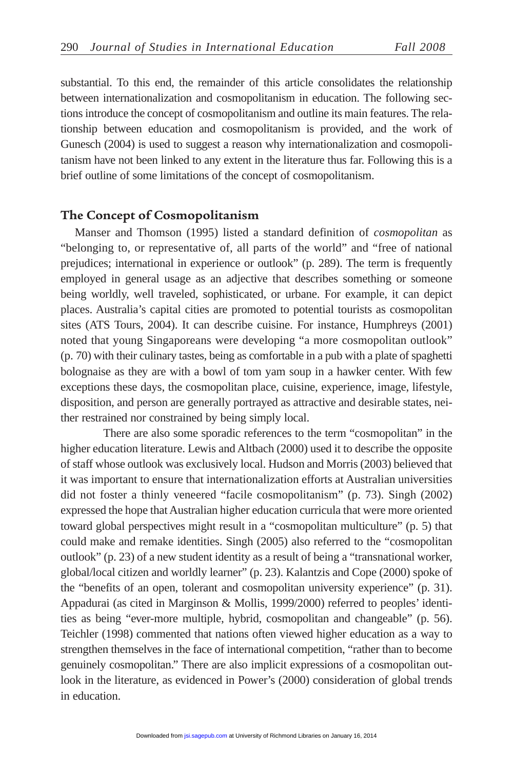substantial. To this end, the remainder of this article consolidates the relationship between internationalization and cosmopolitanism in education. The following sections introduce the concept of cosmopolitanism and outline its main features. The relationship between education and cosmopolitanism is provided, and the work of Gunesch (2004) is used to suggest a reason why internationalization and cosmopolitanism have not been linked to any extent in the literature thus far. Following this is a brief outline of some limitations of the concept of cosmopolitanism.

## The Concept of Cosmopolitanism

Manser and Thomson (1995) listed a standard definition of *cosmopolitan* as "belonging to, or representative of, all parts of the world" and "free of national prejudices; international in experience or outlook" (p. 289). The term is frequently employed in general usage as an adjective that describes something or someone being worldly, well traveled, sophisticated, or urbane. For example, it can depict places. Australia's capital cities are promoted to potential tourists as cosmopolitan sites (ATS Tours, 2004). It can describe cuisine. For instance, Humphreys (2001) noted that young Singaporeans were developing "a more cosmopolitan outlook" (p. 70) with their culinary tastes, being as comfortable in a pub with a plate of spaghetti bolognaise as they are with a bowl of tom yam soup in a hawker center. With few exceptions these days, the cosmopolitan place, cuisine, experience, image, lifestyle, disposition, and person are generally portrayed as attractive and desirable states, neither restrained nor constrained by being simply local.

There are also some sporadic references to the term "cosmopolitan" in the higher education literature. Lewis and Altbach (2000) used it to describe the opposite of staff whose outlook was exclusively local. Hudson and Morris (2003) believed that it was important to ensure that internationalization efforts at Australian universities did not foster a thinly veneered "facile cosmopolitanism" (p. 73). Singh (2002) expressed the hope that Australian higher education curricula that were more oriented toward global perspectives might result in a "cosmopolitan multiculture" (p. 5) that could make and remake identities. Singh (2005) also referred to the "cosmopolitan outlook" (p. 23) of a new student identity as a result of being a "transnational worker, global/local citizen and worldly learner" (p. 23). Kalantzis and Cope (2000) spoke of the "benefits of an open, tolerant and cosmopolitan university experience" (p. 31). Appadurai (as cited in Marginson & Mollis, 1999/2000) referred to peoples' identities as being "ever-more multiple, hybrid, cosmopolitan and changeable" (p. 56). Teichler (1998) commented that nations often viewed higher education as a way to strengthen themselves in the face of international competition, "rather than to become genuinely cosmopolitan." There are also implicit expressions of a cosmopolitan outlook in the literature, as evidenced in Power's (2000) consideration of global trends in education.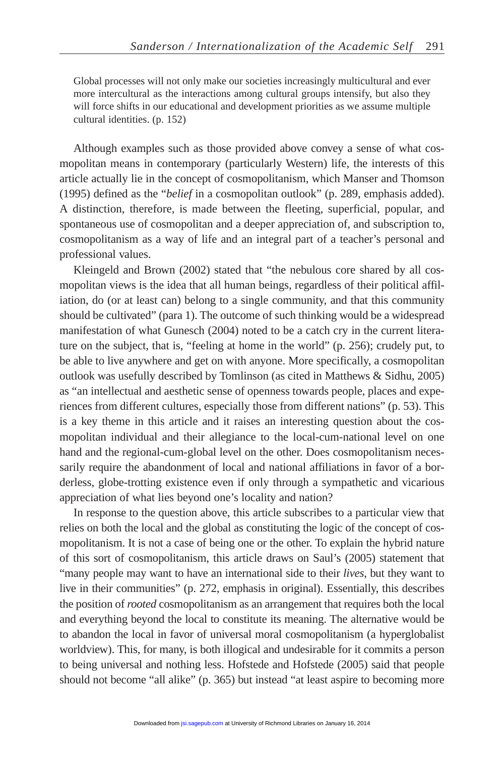> Global processes will not only make our societies increasingly multicultural and ever more intercultural as the interactions among cultural groups intensify, but also they will force shifts in our educational and development priorities as we assume multiple cultural identities. (p. 152)

Although examples such as those provided above convey a sense of what cosmopolitan means in contemporary (particularly Western) life, the interests of this article actually lie in the concept of cosmopolitanism, which Manser and Thomson (1995) defined as the "*belief* in a cosmopolitan outlook" (p. 289, emphasis added). A distinction, therefore, is made between the fleeting, superficial, popular, and spontaneous use of cosmopolitan and a deeper appreciation of, and subscription to, cosmopolitanism as a way of life and an integral part of a teacher's personal and professional values.

Kleingeld and Brown (2002) stated that "the nebulous core shared by all cosmopolitan views is the idea that all human beings, regardless of their political affiliation, do (or at least can) belong to a single community, and that this community should be cultivated" (para 1). The outcome of such thinking would be a widespread manifestation of what Gunesch (2004) noted to be a catch cry in the current literature on the subject, that is, "feeling at home in the world" (p. 256); crudely put, to be able to live anywhere and get on with anyone. More specifically, a cosmopolitan outlook was usefully described by Tomlinson (as cited in Matthews & Sidhu, 2005) as "an intellectual and aesthetic sense of openness towards people, places and experiences from different cultures, especially those from different nations" (p. 53). This is a key theme in this article and it raises an interesting question about the cosmopolitan individual and their allegiance to the local-cum-national level on one hand and the regional-cum-global level on the other. Does cosmopolitanism necessarily require the abandonment of local and national affiliations in favor of a borderless, globe-trotting existence even if only through a sympathetic and vicarious appreciation of what lies beyond one's locality and nation?

In response to the question above, this article subscribes to a particular view that relies on both the local and the global as constituting the logic of the concept of cosmopolitanism. It is not a case of being one or the other. To explain the hybrid nature of this sort of cosmopolitanism, this article draws on Saul's (2005) statement that "many people may want to have an international side to their *lives*, but they want to live in their communities" (p. 272, emphasis in original). Essentially, this describes the position of *rooted* cosmopolitanism as an arrangement that requires both the local and everything beyond the local to constitute its meaning. The alternative would be to abandon the local in favor of universal moral cosmopolitanism (a hyperglobalist worldview). This, for many, is both illogical and undesirable for it commits a person to being universal and nothing less. Hofstede and Hofstede (2005) said that people should not become "all alike" (p. 365) but instead "at least aspire to becoming more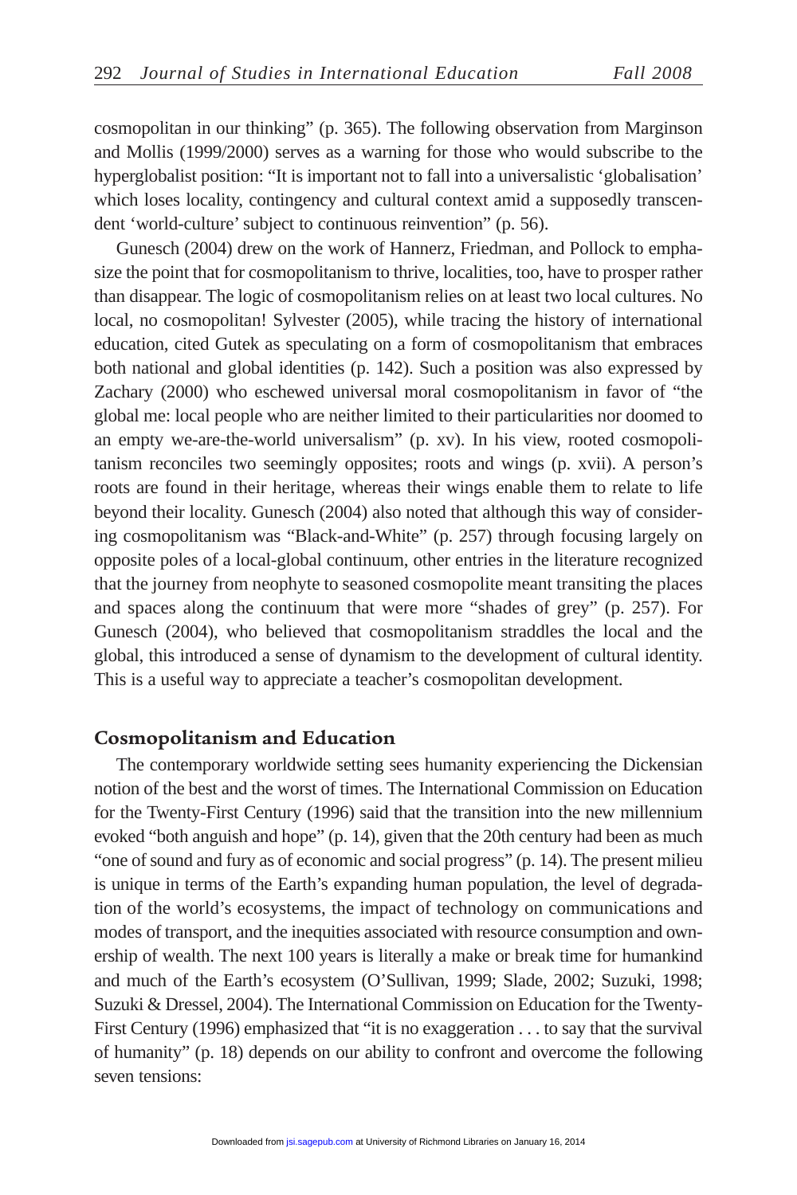cosmopolitan in our thinking" (p. 365). The following observation from Marginson and Mollis (1999/2000) serves as a warning for those who would subscribe to the hyperglobalist position: "It is important not to fall into a universalistic 'globalisation' which loses locality, contingency and cultural context amid a supposedly transcendent 'world-culture' subject to continuous reinvention" (p. 56).

Gunesch (2004) drew on the work of Hannerz, Friedman, and Pollock to emphasize the point that for cosmopolitanism to thrive, localities, too, have to prosper rather than disappear. The logic of cosmopolitanism relies on at least two local cultures. No local, no cosmopolitan! Sylvester (2005), while tracing the history of international education, cited Gutek as speculating on a form of cosmopolitanism that embraces both national and global identities (p. 142). Such a position was also expressed by Zachary (2000) who eschewed universal moral cosmopolitanism in favor of "the global me: local people who are neither limited to their particularities nor doomed to an empty we-are-the-world universalism" (p. xv). In his view, rooted cosmopolitanism reconciles two seemingly opposites; roots and wings (p. xvii). A person's roots are found in their heritage, whereas their wings enable them to relate to life beyond their locality. Gunesch (2004) also noted that although this way of considering cosmopolitanism was "Black-and-White" (p. 257) through focusing largely on opposite poles of a local-global continuum, other entries in the literature recognized that the journey from neophyte to seasoned cosmopolite meant transiting the places and spaces along the continuum that were more "shades of grey" (p. 257). For Gunesch (2004), who believed that cosmopolitanism straddles the local and the global, this introduced a sense of dynamism to the development of cultural identity. This is a useful way to appreciate a teacher's cosmopolitan development.

## Cosmopolitanism and Education

The contemporary worldwide setting sees humanity experiencing the Dickensian notion of the best and the worst of times. The International Commission on Education for the Twenty-First Century (1996) said that the transition into the new millennium evoked "both anguish and hope" (p. 14), given that the 20th century had been as much "one of sound and fury as of economic and social progress" (p. 14). The present milieu is unique in terms of the Earth's expanding human population, the level of degradation of the world's ecosystems, the impact of technology on communications and modes of transport, and the inequities associated with resource consumption and ownership of wealth. The next 100 years is literally a make or break time for humankind and much of the Earth's ecosystem (O'Sullivan, 1999; Slade, 2002; Suzuki, 1998; Suzuki & Dressel, 2004). The International Commission on Education for the Twenty-First Century (1996) emphasized that "it is no exaggeration . . . to say that the survival of humanity" (p. 18) depends on our ability to confront and overcome the following seven tensions: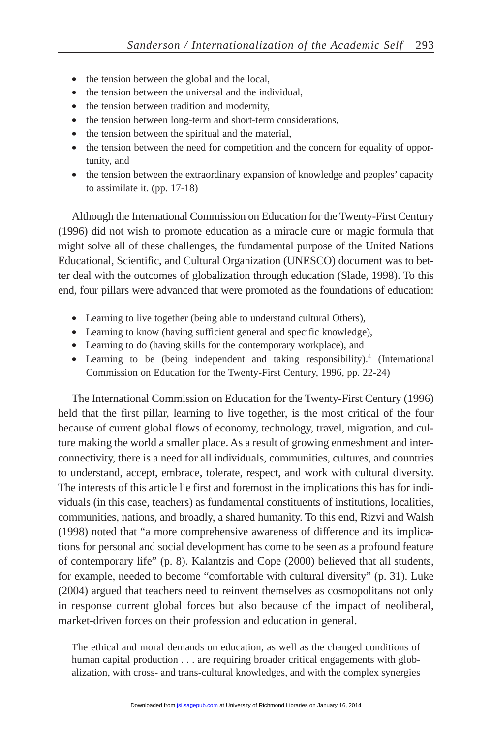- the tension between the global and the local,
- the tension between the universal and the individual,
- the tension between tradition and modernity,
- the tension between long-term and short-term considerations,
- the tension between the spiritual and the material,
- the tension between the need for competition and the concern for equality of opportunity, and
- the tension between the extraordinary expansion of knowledge and peoples' capacity to assimilate it. (pp. 17-18)

Although the International Commission on Education for the Twenty-First Century (1996) did not wish to promote education as a miracle cure or magic formula that might solve all of these challenges, the fundamental purpose of the United Nations Educational, Scientific, and Cultural Organization (UNESCO) document was to better deal with the outcomes of globalization through education (Slade, 1998). To this end, four pillars were advanced that were promoted as the foundations of education:

- Learning to live together (being able to understand cultural Others),
- Learning to know (having sufficient general and specific knowledge),
- Learning to do (having skills for the contemporary workplace), and
- Learning to be (being independent and taking responsibility).[4] (International Commission on Education for the Twenty-First Century, 1996, pp. 22-24)

The International Commission on Education for the Twenty-First Century (1996) held that the first pillar, learning to live together, is the most critical of the four because of current global flows of economy, technology, travel, migration, and culture making the world a smaller place. As a result of growing enmeshment and interconnectivity, there is a need for all individuals, communities, cultures, and countries to understand, accept, embrace, tolerate, respect, and work with cultural diversity. The interests of this article lie first and foremost in the implications this has for individuals (in this case, teachers) as fundamental constituents of institutions, localities, communities, nations, and broadly, a shared humanity. To this end, Rizvi and Walsh (1998) noted that "a more comprehensive awareness of difference and its implications for personal and social development has come to be seen as a profound feature of contemporary life" (p. 8). Kalantzis and Cope (2000) believed that all students, for example, needed to become "comfortable with cultural diversity" (p. 31). Luke (2004) argued that teachers need to reinvent themselves as cosmopolitans not only in response current global forces but also because of the impact of neoliberal, market-driven forces on their profession and education in general.

> The ethical and moral demands on education, as well as the changed conditions of human capital production . . . are requiring broader critical engagements with globalization, with cross- and trans-cultural knowledges, and with the complex synergies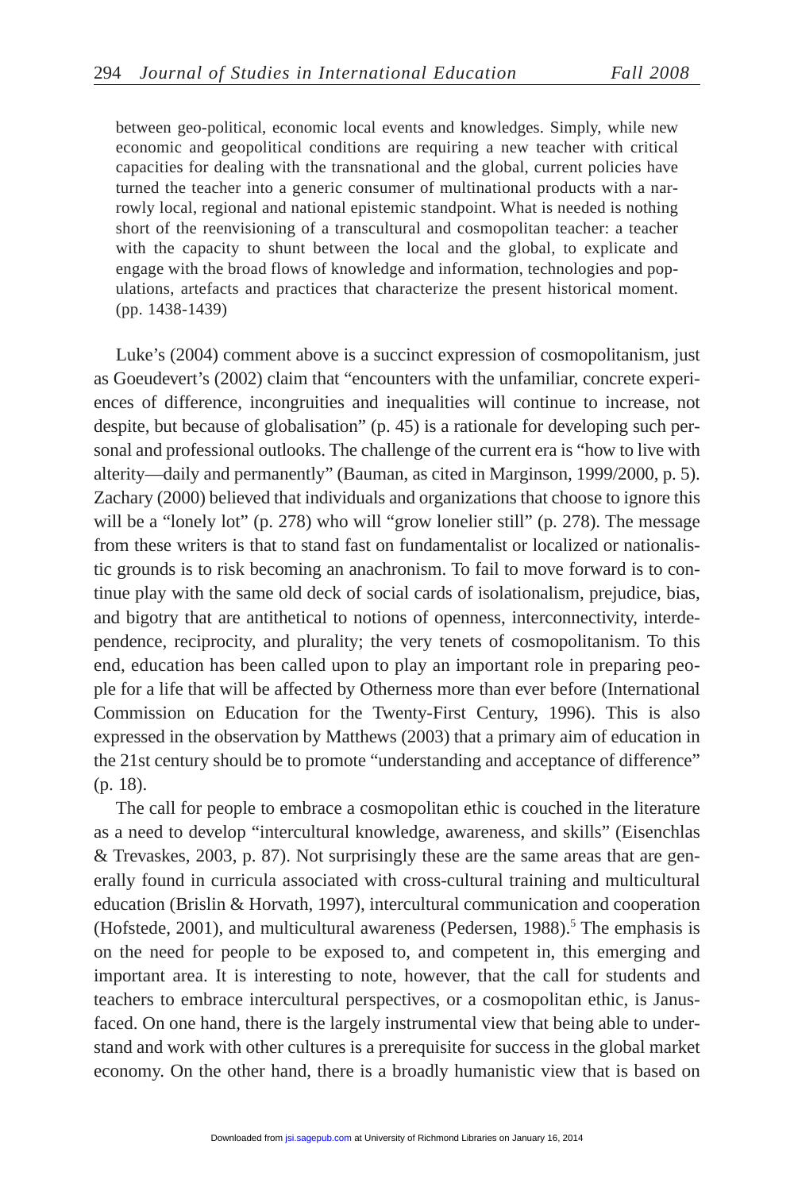> between geo-political, economic local events and knowledges. Simply, while new economic and geopolitical conditions are requiring a new teacher with critical capacities for dealing with the transnational and the global, current policies have turned the teacher into a generic consumer of multinational products with a narrowly local, regional and national epistemic standpoint. What is needed is nothing short of the reenvisioning of a transcultural and cosmopolitan teacher: a teacher with the capacity to shunt between the local and the global, to explicate and engage with the broad flows of knowledge and information, technologies and populations, artefacts and practices that characterize the present historical moment. (pp. 1438-1439)

Luke's (2004) comment above is a succinct expression of cosmopolitanism, just as Goeudevert's (2002) claim that "encounters with the unfamiliar, concrete experiences of difference, incongruities and inequalities will continue to increase, not despite, but because of globalisation" (p. 45) is a rationale for developing such personal and professional outlooks. The challenge of the current era is "how to live with alterity—daily and permanently" (Bauman, as cited in Marginson, 1999/2000, p. 5). Zachary (2000) believed that individuals and organizations that choose to ignore this will be a "lonely lot" (p. 278) who will "grow lonelier still" (p. 278). The message from these writers is that to stand fast on fundamentalist or localized or nationalistic grounds is to risk becoming an anachronism. To fail to move forward is to continue play with the same old deck of social cards of isolationalism, prejudice, bias, and bigotry that are antithetical to notions of openness, interconnectivity, interdependence, reciprocity, and plurality; the very tenets of cosmopolitanism. To this end, education has been called upon to play an important role in preparing people for a life that will be affected by Otherness more than ever before (International Commission on Education for the Twenty-First Century, 1996). This is also expressed in the observation by Matthews (2003) that a primary aim of education in the 21st century should be to promote "understanding and acceptance of difference" (p. 18).

The call for people to embrace a cosmopolitan ethic is couched in the literature as a need to develop "intercultural knowledge, awareness, and skills" (Eisenchlas & Trevaskes, 2003, p. 87). Not surprisingly these are the same areas that are generally found in curricula associated with cross-cultural training and multicultural education (Brislin & Horvath, 1997), intercultural communication and cooperation (Hofstede, 2001), and multicultural awareness (Pedersen, 1988).[5] The emphasis is on the need for people to be exposed to, and competent in, this emerging and important area. It is interesting to note, however, that the call for students and teachers to embrace intercultural perspectives, or a cosmopolitan ethic, is Janus-faced. On one hand, there is the largely instrumental view that being able to understand and work with other cultures is a prerequisite for success in the global market economy. On the other hand, there is a broadly humanistic view that is based on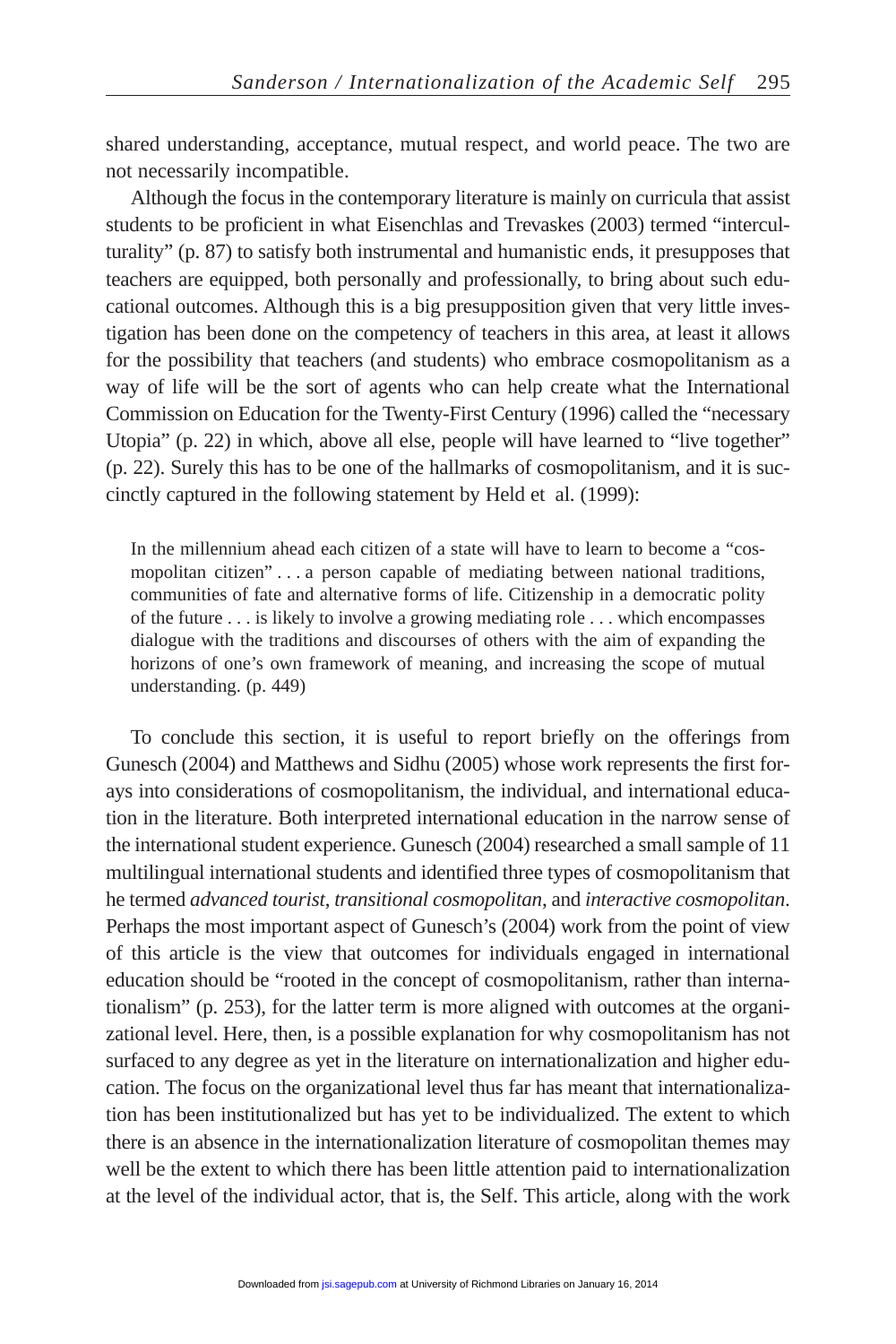shared understanding, acceptance, mutual respect, and world peace. The two are not necessarily incompatible.

Although the focus in the contemporary literature is mainly on curricula that assist students to be proficient in what Eisenchlas and Trevaskes (2003) termed "interculturality" (p. 87) to satisfy both instrumental and humanistic ends, it presupposes that teachers are equipped, both personally and professionally, to bring about such educational outcomes. Although this is a big presupposition given that very little investigation has been done on the competency of teachers in this area, at least it allows for the possibility that teachers (and students) who embrace cosmopolitanism as a way of life will be the sort of agents who can help create what the International Commission on Education for the Twenty-First Century (1996) called the "necessary Utopia" (p. 22) in which, above all else, people will have learned to "live together" (p. 22). Surely this has to be one of the hallmarks of cosmopolitanism, and it is succinctly captured in the following statement by Held et al. (1999):

> In the millennium ahead each citizen of a state will have to learn to become a "cosmopolitan citizen" . . . a person capable of mediating between national traditions, communities of fate and alternative forms of life. Citizenship in a democratic polity of the future . . . is likely to involve a growing mediating role . . . which encompasses dialogue with the traditions and discourses of others with the aim of expanding the horizons of one's own framework of meaning, and increasing the scope of mutual understanding. (p. 449)

To conclude this section, it is useful to report briefly on the offerings from Gunesch (2004) and Matthews and Sidhu (2005) whose work represents the first forays into considerations of cosmopolitanism, the individual, and international education in the literature. Both interpreted international education in the narrow sense of the international student experience. Gunesch (2004) researched a small sample of 11 multilingual international students and identified three types of cosmopolitanism that he termed *advanced tourist*, *transitional cosmopolitan*, and *interactive cosmopolitan*. Perhaps the most important aspect of Gunesch's (2004) work from the point of view of this article is the view that outcomes for individuals engaged in international education should be "rooted in the concept of cosmopolitanism, rather than internationalism" (p. 253), for the latter term is more aligned with outcomes at the organizational level. Here, then, is a possible explanation for why cosmopolitanism has not surfaced to any degree as yet in the literature on internationalization and higher education. The focus on the organizational level thus far has meant that internationalization has been institutionalized but has yet to be individualized. The extent to which there is an absence in the internationalization literature of cosmopolitan themes may well be the extent to which there has been little attention paid to internationalization at the level of the individual actor, that is, the Self. This article, along with the work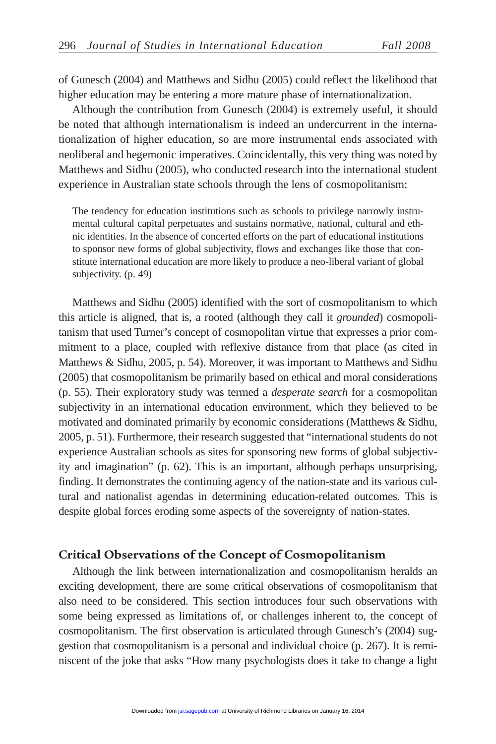of Gunesch (2004) and Matthews and Sidhu (2005) could reflect the likelihood that higher education may be entering a more mature phase of internationalization.

Although the contribution from Gunesch (2004) is extremely useful, it should be noted that although internationalism is indeed an undercurrent in the internationalization of higher education, so are more instrumental ends associated with neoliberal and hegemonic imperatives. Coincidentally, this very thing was noted by Matthews and Sidhu (2005), who conducted research into the international student experience in Australian state schools through the lens of cosmopolitanism:

> The tendency for education institutions such as schools to privilege narrowly instrumental cultural capital perpetuates and sustains normative, national, cultural and ethnic identities. In the absence of concerted efforts on the part of educational institutions to sponsor new forms of global subjectivity, flows and exchanges like those that constitute international education are more likely to produce a neo-liberal variant of global subjectivity. (p. 49)

Matthews and Sidhu (2005) identified with the sort of cosmopolitanism to which this article is aligned, that is, a rooted (although they call it *grounded*) cosmopolitanism that used Turner's concept of cosmopolitan virtue that expresses a prior commitment to a place, coupled with reflexive distance from that place (as cited in Matthews & Sidhu, 2005, p. 54). Moreover, it was important to Matthews and Sidhu (2005) that cosmopolitanism be primarily based on ethical and moral considerations (p. 55). Their exploratory study was termed a *desperate search* for a cosmopolitan subjectivity in an international education environment, which they believed to be motivated and dominated primarily by economic considerations (Matthews & Sidhu, 2005, p. 51). Furthermore, their research suggested that "international students do not experience Australian schools as sites for sponsoring new forms of global subjectivity and imagination" (p. 62). This is an important, although perhaps unsurprising, finding. It demonstrates the continuing agency of the nation-state and its various cultural and nationalist agendas in determining education-related outcomes. This is despite global forces eroding some aspects of the sovereignty of nation-states.

## Critical Observations of the Concept of Cosmopolitanism

Although the link between internationalization and cosmopolitanism heralds an exciting development, there are some critical observations of cosmopolitanism that also need to be considered. This section introduces four such observations with some being expressed as limitations of, or challenges inherent to, the concept of cosmopolitanism. The first observation is articulated through Gunesch's (2004) suggestion that cosmopolitanism is a personal and individual choice (p. 267). It is reminiscent of the joke that asks "How many psychologists does it take to change a light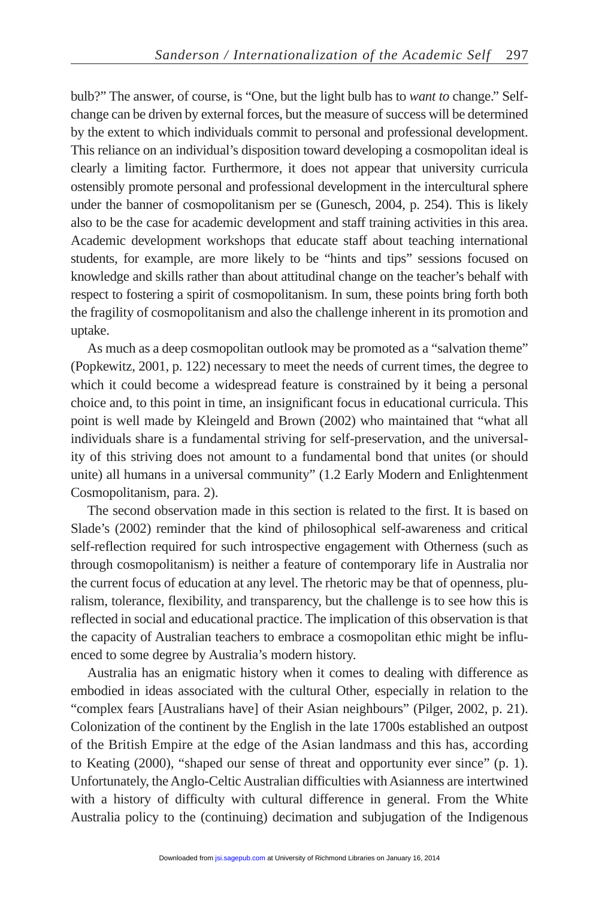bulb?" The answer, of course, is "One, but the light bulb has to *want to* change." Self-change can be driven by external forces, but the measure of success will be determined by the extent to which individuals commit to personal and professional development. This reliance on an individual's disposition toward developing a cosmopolitan ideal is clearly a limiting factor. Furthermore, it does not appear that university curricula ostensibly promote personal and professional development in the intercultural sphere under the banner of cosmopolitanism per se (Gunesch, 2004, p. 254). This is likely also to be the case for academic development and staff training activities in this area. Academic development workshops that educate staff about teaching international students, for example, are more likely to be "hints and tips" sessions focused on knowledge and skills rather than about attitudinal change on the teacher's behalf with respect to fostering a spirit of cosmopolitanism. In sum, these points bring forth both the fragility of cosmopolitanism and also the challenge inherent in its promotion and uptake.

As much as a deep cosmopolitan outlook may be promoted as a "salvation theme" (Popkewitz, 2001, p. 122) necessary to meet the needs of current times, the degree to which it could become a widespread feature is constrained by it being a personal choice and, to this point in time, an insignificant focus in educational curricula. This point is well made by Kleingeld and Brown (2002) who maintained that "what all individuals share is a fundamental striving for self-preservation, and the universality of this striving does not amount to a fundamental bond that unites (or should unite) all humans in a universal community" (1.2 Early Modern and Enlightenment Cosmopolitanism, para. 2).

The second observation made in this section is related to the first. It is based on Slade's (2002) reminder that the kind of philosophical self-awareness and critical self-reflection required for such introspective engagement with Otherness (such as through cosmopolitanism) is neither a feature of contemporary life in Australia nor the current focus of education at any level. The rhetoric may be that of openness, pluralism, tolerance, flexibility, and transparency, but the challenge is to see how this is reflected in social and educational practice. The implication of this observation is that the capacity of Australian teachers to embrace a cosmopolitan ethic might be influenced to some degree by Australia's modern history.

Australia has an enigmatic history when it comes to dealing with difference as embodied in ideas associated with the cultural Other, especially in relation to the "complex fears [Australians have] of their Asian neighbours" (Pilger, 2002, p. 21). Colonization of the continent by the English in the late 1700s established an outpost of the British Empire at the edge of the Asian landmass and this has, according to Keating (2000), "shaped our sense of threat and opportunity ever since" (p. 1). Unfortunately, the Anglo-Celtic Australian difficulties with Asianness are intertwined with a history of difficulty with cultural difference in general. From the White Australia policy to the (continuing) decimation and subjugation of the Indigenous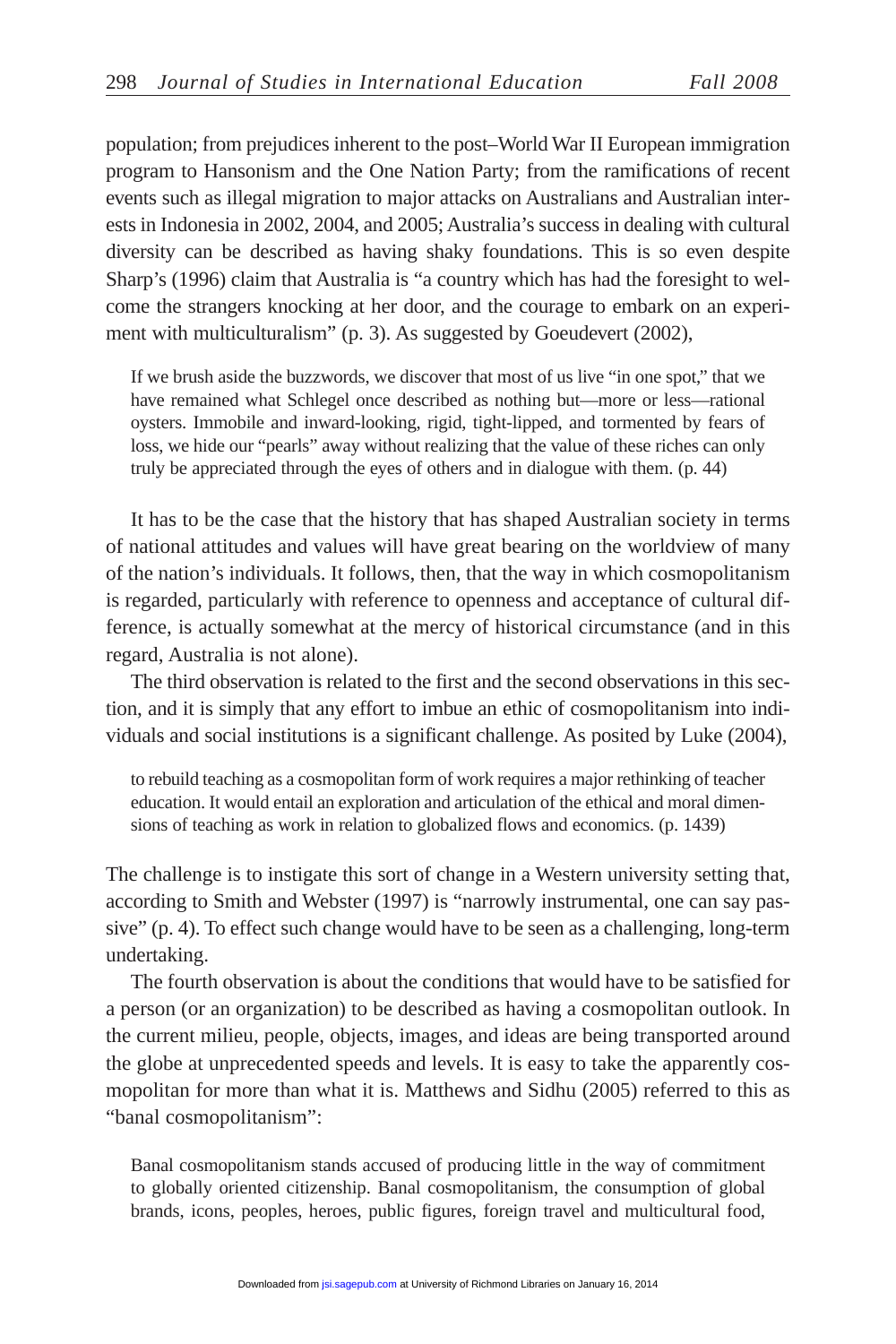population; from prejudices inherent to the post–World War II European immigration program to Hansonism and the One Nation Party; from the ramifications of recent events such as illegal migration to major attacks on Australians and Australian interests in Indonesia in 2002, 2004, and 2005; Australia's success in dealing with cultural diversity can be described as having shaky foundations. This is so even despite Sharp's (1996) claim that Australia is "a country which has had the foresight to welcome the strangers knocking at her door, and the courage to embark on an experiment with multiculturalism" (p. 3). As suggested by Goeudevert (2002),

> If we brush aside the buzzwords, we discover that most of us live "in one spot," that we have remained what Schlegel once described as nothing but—more or less—rational oysters. Immobile and inward-looking, rigid, tight-lipped, and tormented by fears of loss, we hide our "pearls" away without realizing that the value of these riches can only truly be appreciated through the eyes of others and in dialogue with them. (p. 44)

It has to be the case that the history that has shaped Australian society in terms of national attitudes and values will have great bearing on the worldview of many of the nation's individuals. It follows, then, that the way in which cosmopolitanism is regarded, particularly with reference to openness and acceptance of cultural difference, is actually somewhat at the mercy of historical circumstance (and in this regard, Australia is not alone).

The third observation is related to the first and the second observations in this section, and it is simply that any effort to imbue an ethic of cosmopolitanism into individuals and social institutions is a significant challenge. As posited by Luke (2004),

> to rebuild teaching as a cosmopolitan form of work requires a major rethinking of teacher education. It would entail an exploration and articulation of the ethical and moral dimensions of teaching as work in relation to globalized flows and economics. (p. 1439)

The challenge is to instigate this sort of change in a Western university setting that, according to Smith and Webster (1997) is "narrowly instrumental, one can say passive" (p. 4). To effect such change would have to be seen as a challenging, long-term undertaking.

The fourth observation is about the conditions that would have to be satisfied for a person (or an organization) to be described as having a cosmopolitan outlook. In the current milieu, people, objects, images, and ideas are being transported around the globe at unprecedented speeds and levels. It is easy to take the apparently cosmopolitan for more than what it is. Matthews and Sidhu (2005) referred to this as "banal cosmopolitanism":

> Banal cosmopolitanism stands accused of producing little in the way of commitment to globally oriented citizenship. Banal cosmopolitanism, the consumption of global brands, icons, peoples, heroes, public figures, foreign travel and multicultural food,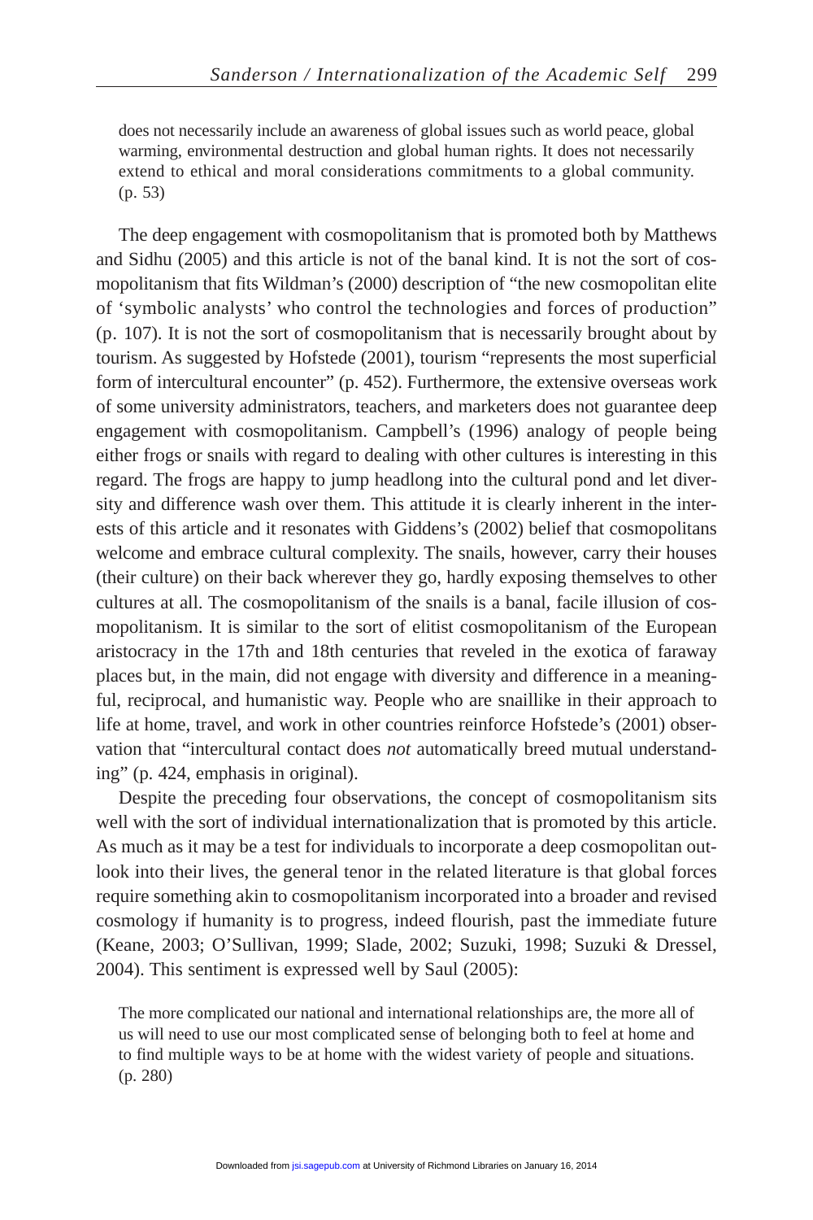> does not necessarily include an awareness of global issues such as world peace, global warming, environmental destruction and global human rights. It does not necessarily extend to ethical and moral considerations commitments to a global community. (p. 53)

The deep engagement with cosmopolitanism that is promoted both by Matthews and Sidhu (2005) and this article is not of the banal kind. It is not the sort of cosmopolitanism that fits Wildman's (2000) description of "the new cosmopolitan elite of 'symbolic analysts' who control the technologies and forces of production" (p. 107). It is not the sort of cosmopolitanism that is necessarily brought about by tourism. As suggested by Hofstede (2001), tourism "represents the most superficial form of intercultural encounter" (p. 452). Furthermore, the extensive overseas work of some university administrators, teachers, and marketers does not guarantee deep engagement with cosmopolitanism. Campbell's (1996) analogy of people being either frogs or snails with regard to dealing with other cultures is interesting in this regard. The frogs are happy to jump headlong into the cultural pond and let diversity and difference wash over them. This attitude it is clearly inherent in the interests of this article and it resonates with Giddens's (2002) belief that cosmopolitans welcome and embrace cultural complexity. The snails, however, carry their houses (their culture) on their back wherever they go, hardly exposing themselves to other cultures at all. The cosmopolitanism of the snails is a banal, facile illusion of cosmopolitanism. It is similar to the sort of elitist cosmopolitanism of the European aristocracy in the 17th and 18th centuries that reveled in the exotica of faraway places but, in the main, did not engage with diversity and difference in a meaningful, reciprocal, and humanistic way. People who are snaillike in their approach to life at home, travel, and work in other countries reinforce Hofstede's (2001) observation that "intercultural contact does *not* automatically breed mutual understanding" (p. 424, emphasis in original).

Despite the preceding four observations, the concept of cosmopolitanism sits well with the sort of individual internationalization that is promoted by this article. As much as it may be a test for individuals to incorporate a deep cosmopolitan outlook into their lives, the general tenor in the related literature is that global forces require something akin to cosmopolitanism incorporated into a broader and revised cosmology if humanity is to progress, indeed flourish, past the immediate future (Keane, 2003; O'Sullivan, 1999; Slade, 2002; Suzuki, 1998; Suzuki & Dressel, 2004). This sentiment is expressed well by Saul (2005):

> The more complicated our national and international relationships are, the more all of us will need to use our most complicated sense of belonging both to feel at home and to find multiple ways to be at home with the widest variety of people and situations. (p. 280)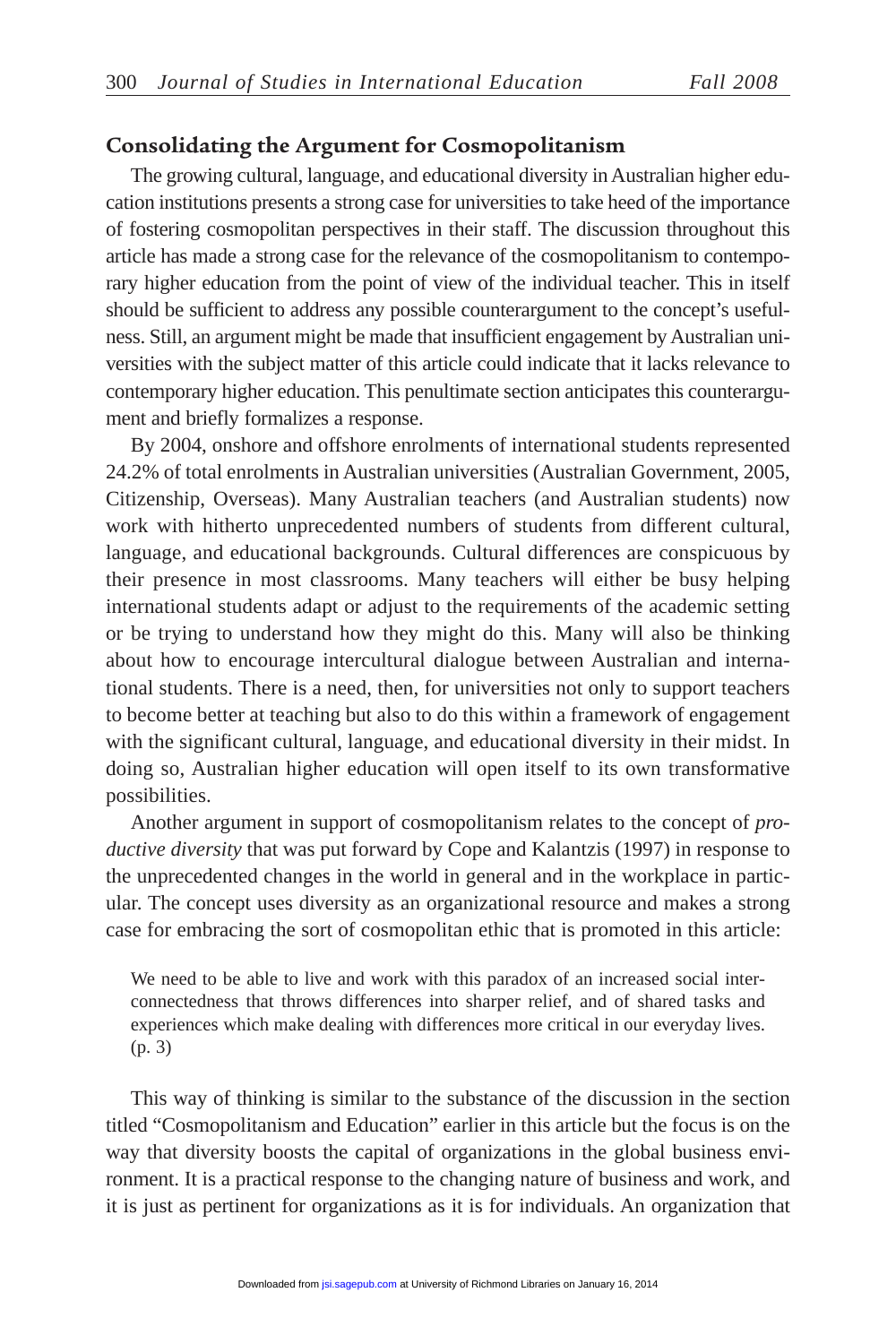## Consolidating the Argument for Cosmopolitanism

The growing cultural, language, and educational diversity in Australian higher education institutions presents a strong case for universities to take heed of the importance of fostering cosmopolitan perspectives in their staff. The discussion throughout this article has made a strong case for the relevance of the cosmopolitanism to contemporary higher education from the point of view of the individual teacher. This in itself should be sufficient to address any possible counterargument to the concept's usefulness. Still, an argument might be made that insufficient engagement by Australian universities with the subject matter of this article could indicate that it lacks relevance to contemporary higher education. This penultimate section anticipates this counterargument and briefly formalizes a response.

By 2004, onshore and offshore enrolments of international students represented 24.2% of total enrolments in Australian universities (Australian Government, 2005, Citizenship, Overseas). Many Australian teachers (and Australian students) now work with hitherto unprecedented numbers of students from different cultural, language, and educational backgrounds. Cultural differences are conspicuous by their presence in most classrooms. Many teachers will either be busy helping international students adapt or adjust to the requirements of the academic setting or be trying to understand how they might do this. Many will also be thinking about how to encourage intercultural dialogue between Australian and international students. There is a need, then, for universities not only to support teachers to become better at teaching but also to do this within a framework of engagement with the significant cultural, language, and educational diversity in their midst. In doing so, Australian higher education will open itself to its own transformative possibilities.

Another argument in support of cosmopolitanism relates to the concept of *productive diversity* that was put forward by Cope and Kalantzis (1997) in response to the unprecedented changes in the world in general and in the workplace in particular. The concept uses diversity as an organizational resource and makes a strong case for embracing the sort of cosmopolitan ethic that is promoted in this article:

> We need to be able to live and work with this paradox of an increased social interconnectedness that throws differences into sharper relief, and of shared tasks and experiences which make dealing with differences more critical in our everyday lives. (p. 3)

This way of thinking is similar to the substance of the discussion in the section titled "Cosmopolitanism and Education" earlier in this article but the focus is on the way that diversity boosts the capital of organizations in the global business environment. It is a practical response to the changing nature of business and work, and it is just as pertinent for organizations as it is for individuals. An organization that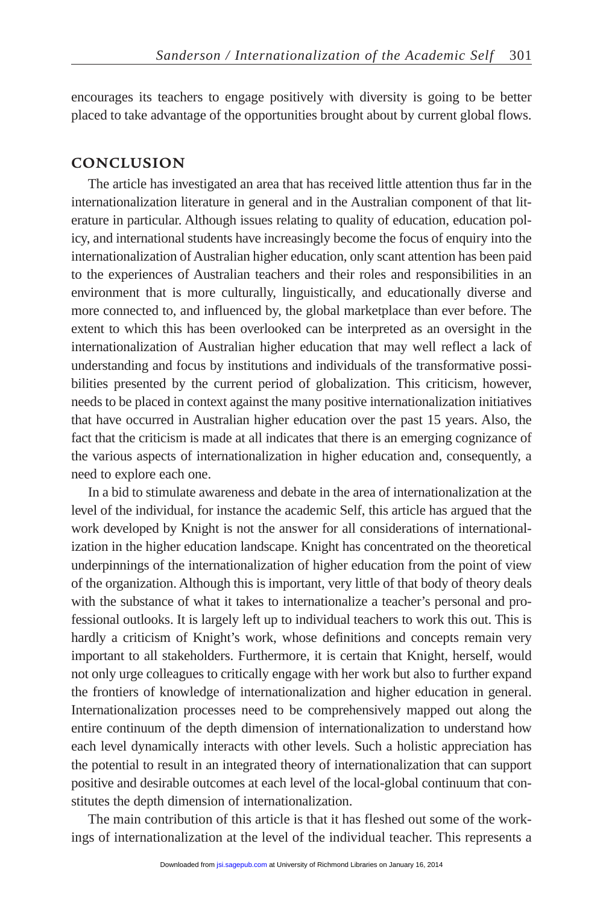encourages its teachers to engage positively with diversity is going to be better placed to take advantage of the opportunities brought about by current global flows.

## CONCLUSION

The article has investigated an area that has received little attention thus far in the internationalization literature in general and in the Australian component of that literature in particular. Although issues relating to quality of education, education policy, and international students have increasingly become the focus of enquiry into the internationalization of Australian higher education, only scant attention has been paid to the experiences of Australian teachers and their roles and responsibilities in an environment that is more culturally, linguistically, and educationally diverse and more connected to, and influenced by, the global marketplace than ever before. The extent to which this has been overlooked can be interpreted as an oversight in the internationalization of Australian higher education that may well reflect a lack of understanding and focus by institutions and individuals of the transformative possibilities presented by the current period of globalization. This criticism, however, needs to be placed in context against the many positive internationalization initiatives that have occurred in Australian higher education over the past 15 years. Also, the fact that the criticism is made at all indicates that there is an emerging cognizance of the various aspects of internationalization in higher education and, consequently, a need to explore each one.

In a bid to stimulate awareness and debate in the area of internationalization at the level of the individual, for instance the academic Self, this article has argued that the work developed by Knight is not the answer for all considerations of internationalization in the higher education landscape. Knight has concentrated on the theoretical underpinnings of the internationalization of higher education from the point of view of the organization. Although this is important, very little of that body of theory deals with the substance of what it takes to internationalize a teacher's personal and professional outlooks. It is largely left up to individual teachers to work this out. This is hardly a criticism of Knight's work, whose definitions and concepts remain very important to all stakeholders. Furthermore, it is certain that Knight, herself, would not only urge colleagues to critically engage with her work but also to further expand the frontiers of knowledge of internationalization and higher education in general. Internationalization processes need to be comprehensively mapped out along the entire continuum of the depth dimension of internationalization to understand how each level dynamically interacts with other levels. Such a holistic appreciation has the potential to result in an integrated theory of internationalization that can support positive and desirable outcomes at each level of the local-global continuum that constitutes the depth dimension of internationalization.

The main contribution of this article is that it has fleshed out some of the workings of internationalization at the level of the individual teacher. This represents a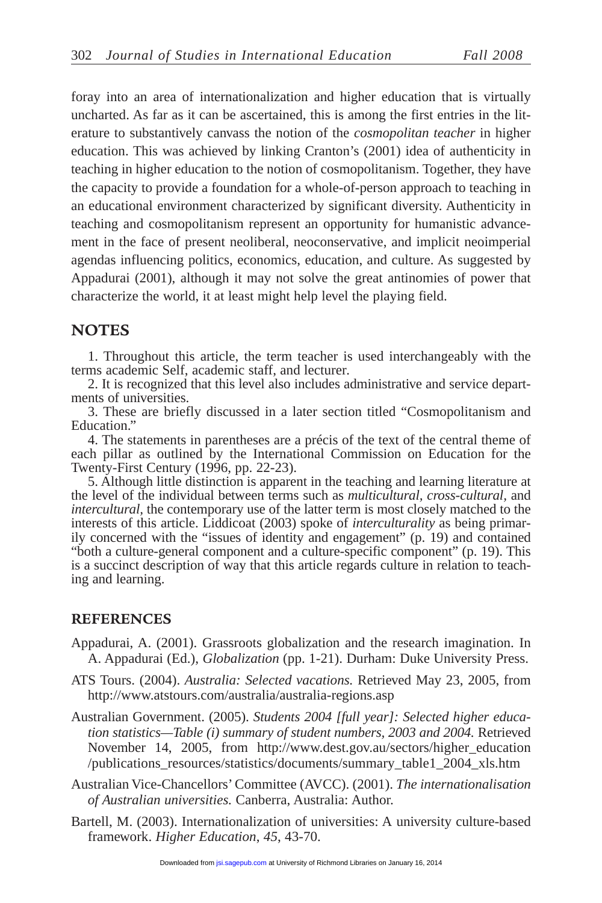foray into an area of internationalization and higher education that is virtually uncharted. As far as it can be ascertained, this is among the first entries in the literature to substantively canvass the notion of the *cosmopolitan teacher* in higher education. This was achieved by linking Cranton's (2001) idea of authenticity in teaching in higher education to the notion of cosmopolitanism. Together, they have the capacity to provide a foundation for a whole-of-person approach to teaching in an educational environment characterized by significant diversity. Authenticity in teaching and cosmopolitanism represent an opportunity for humanistic advancement in the face of present neoliberal, neoconservative, and implicit neoimperial agendas influencing politics, economics, education, and culture. As suggested by Appadurai (2001), although it may not solve the great antinomies of power that characterize the world, it at least might help level the playing field.

## NOTES

1. Throughout this article, the term teacher is used interchangeably with the terms academic Self, academic staff, and lecturer.
2. It is recognized that this level also includes administrative and service departments of universities.
3. These are briefly discussed in a later section titled "Cosmopolitanism and Education."
4. The statements in parentheses are a précis of the text of the central theme of each pillar as outlined by the International Commission on Education for the Twenty-First Century (1996, pp. 22-23).
5. Although little distinction is apparent in the teaching and learning literature at the level of the individual between terms such as *multicultural*, *cross-cultural*, and *intercultural*, the contemporary use of the latter term is most closely matched to the interests of this article. Liddicoat (2003) spoke of *interculturality* as being primarily concerned with the "issues of identity and engagement" (p. 19) and contained "both a culture-general component and a culture-specific component" (p. 19). This is a succinct description of way that this article regards culture in relation to teaching and learning.

## REFERENCES

Appadurai, A. (2001). Grassroots globalization and the research imagination. In A. Appadurai (Ed.), *Globalization* (pp. 1-21). Durham: Duke University Press.

ATS Tours. (2004). *Australia: Selected vacations.* Retrieved May 23, 2005, from http://www.atstours.com/australia/australia-regions.asp

Australian Government. (2005). *Students 2004 [full year]: Selected higher education statistics—Table (i) summary of student numbers, 2003 and 2004.* Retrieved November 14, 2005, from http://www.dest.gov.au/sectors/higher_education/publications_resources/statistics/documents/summary_table1_2004_xls.htm

Australian Vice-Chancellors' Committee (AVCC). (2001). *The internationalisation of Australian universities.* Canberra, Australia: Author.

Bartell, M. (2003). Internationalization of universities: A university culture-based framework. *Higher Education*, *45*, 43-70.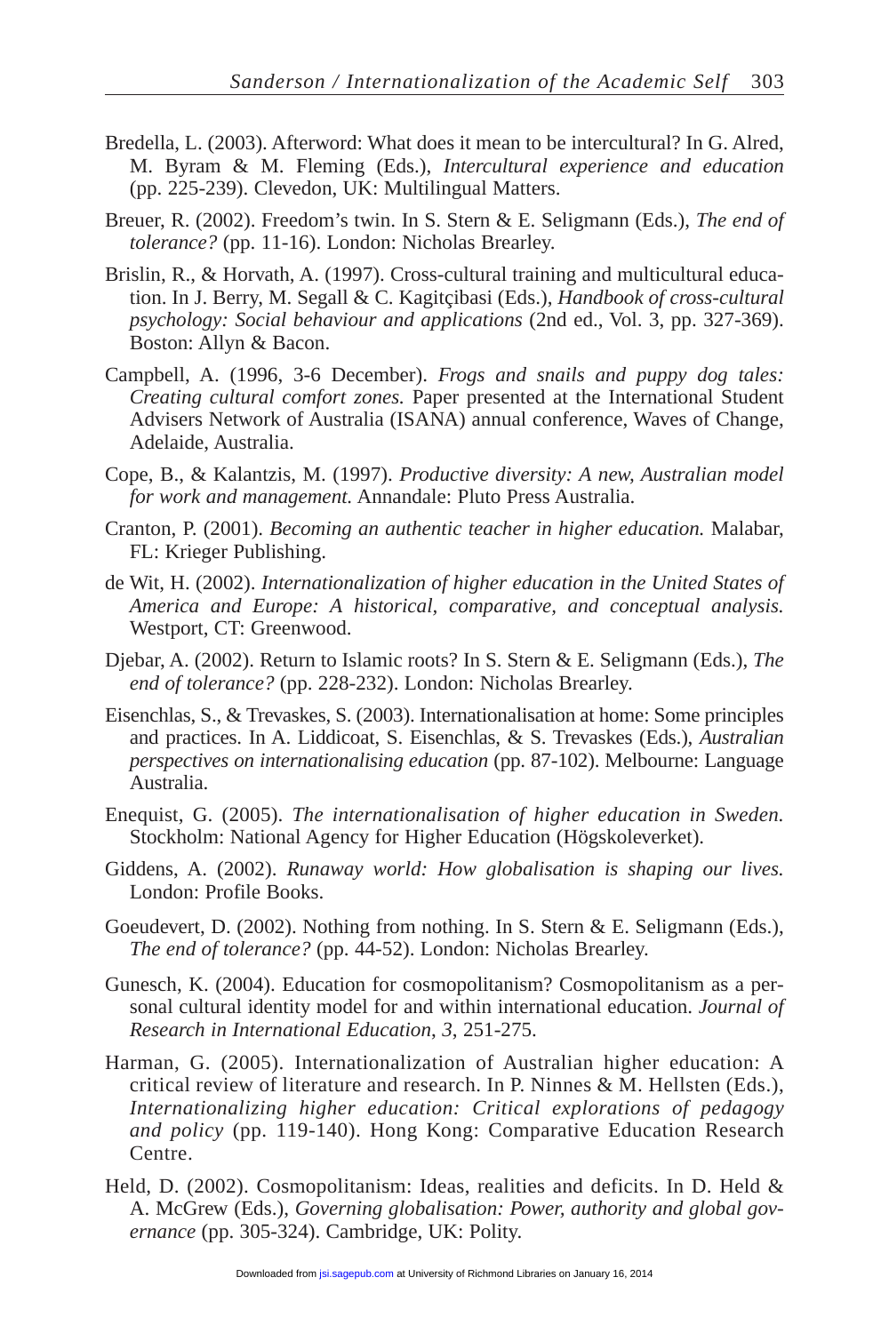Bredella, L. (2003). Afterword: What does it mean to be intercultural? In G. Alred, M. Byram & M. Fleming (Eds.), *Intercultural experience and education* (pp. 225-239). Clevedon, UK: Multilingual Matters.

Breuer, R. (2002). Freedom's twin. In S. Stern & E. Seligmann (Eds.), *The end of tolerance?* (pp. 11-16). London: Nicholas Brearley.

Brislin, R., & Horvath, A. (1997). Cross-cultural training and multicultural education. In J. Berry, M. Segall & C. Kagitçibasi (Eds.), *Handbook of cross-cultural psychology: Social behaviour and applications* (2nd ed., Vol. 3, pp. 327-369). Boston: Allyn & Bacon.

Campbell, A. (1996, 3-6 December). *Frogs and snails and puppy dog tales: Creating cultural comfort zones.* Paper presented at the International Student Advisers Network of Australia (ISANA) annual conference, Waves of Change, Adelaide, Australia.

Cope, B., & Kalantzis, M. (1997). *Productive diversity: A new, Australian model for work and management.* Annandale: Pluto Press Australia.

Cranton, P. (2001). *Becoming an authentic teacher in higher education.* Malabar, FL: Krieger Publishing.

de Wit, H. (2002). *Internationalization of higher education in the United States of America and Europe: A historical, comparative, and conceptual analysis.* Westport, CT: Greenwood.

Djebar, A. (2002). Return to Islamic roots? In S. Stern & E. Seligmann (Eds.), *The end of tolerance?* (pp. 228-232). London: Nicholas Brearley.

Eisenchlas, S., & Trevaskes, S. (2003). Internationalisation at home: Some principles and practices. In A. Liddicoat, S. Eisenchlas, & S. Trevaskes (Eds.), *Australian perspectives on internationalising education* (pp. 87-102). Melbourne: Language Australia.

Enequist, G. (2005). *The internationalisation of higher education in Sweden.* Stockholm: National Agency for Higher Education (Högskoleverket).

Giddens, A. (2002). *Runaway world: How globalisation is shaping our lives.* London: Profile Books.

Goeudevert, D. (2002). Nothing from nothing. In S. Stern & E. Seligmann (Eds.), *The end of tolerance?* (pp. 44-52). London: Nicholas Brearley.

Gunesch, K. (2004). Education for cosmopolitanism? Cosmopolitanism as a personal cultural identity model for and within international education. *Journal of Research in International Education*, *3*, 251-275.

Harman, G. (2005). Internationalization of Australian higher education: A critical review of literature and research. In P. Ninnes & M. Hellsten (Eds.), *Internationalizing higher education: Critical explorations of pedagogy and policy* (pp. 119-140). Hong Kong: Comparative Education Research Centre.

Held, D. (2002). Cosmopolitanism: Ideas, realities and deficits. In D. Held & A. McGrew (Eds.), *Governing globalisation: Power, authority and global governance* (pp. 305-324). Cambridge, UK: Polity.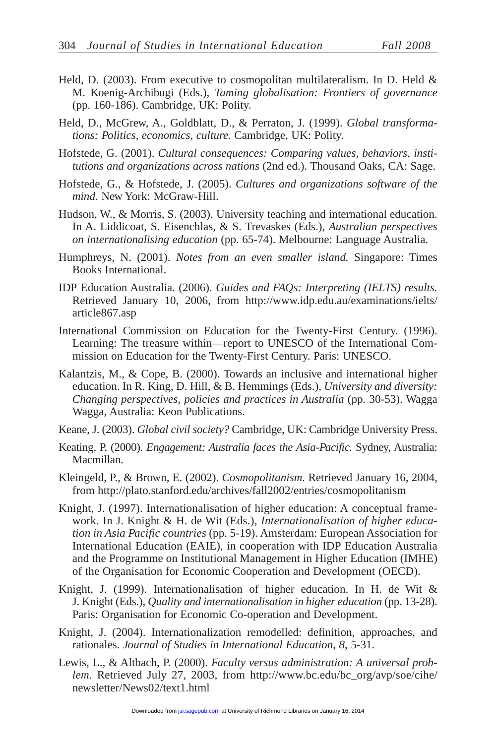Held, D. (2003). From executive to cosmopolitan multilateralism. In D. Held & M. Koenig-Archibugi (Eds.), *Taming globalisation: Frontiers of governance* (pp. 160-186). Cambridge, UK: Polity.

Held, D., McGrew, A., Goldblatt, D., & Perraton, J. (1999). *Global transformations: Politics, economics, culture.* Cambridge, UK: Polity.

Hofstede, G. (2001). *Cultural consequences: Comparing values, behaviors, institutions and organizations across nations* (2nd ed.). Thousand Oaks, CA: Sage.

Hofstede, G., & Hofstede, J. (2005). *Cultures and organizations software of the mind.* New York: McGraw-Hill.

Hudson, W., & Morris, S. (2003). University teaching and international education. In A. Liddicoat, S. Eisenchlas, & S. Trevaskes (Eds.), *Australian perspectives on internationalising education* (pp. 65-74). Melbourne: Language Australia.

Humphreys, N. (2001). *Notes from an even smaller island.* Singapore: Times Books International.

IDP Education Australia. (2006). *Guides and FAQs: Interpreting (IELTS) results.* Retrieved January 10, 2006, from http://www.idp.edu.au/examinations/ielts/article867.asp

International Commission on Education for the Twenty-First Century. (1996). Learning: The treasure within—report to UNESCO of the International Commission on Education for the Twenty-First Century. Paris: UNESCO.

Kalantzis, M., & Cope, B. (2000). Towards an inclusive and international higher education. In R. King, D. Hill, & B. Hemmings (Eds.), *University and diversity: Changing perspectives, policies and practices in Australia* (pp. 30-53). Wagga Wagga, Australia: Keon Publications.

Keane, J. (2003). *Global civil society?* Cambridge, UK: Cambridge University Press.

Keating, P. (2000). *Engagement: Australia faces the Asia-Pacific.* Sydney, Australia: Macmillan.

Kleingeld, P., & Brown, E. (2002). *Cosmopolitanism.* Retrieved January 16, 2004, from http://plato.stanford.edu/archives/fall2002/entries/cosmopolitanism

Knight, J. (1997). Internationalisation of higher education: A conceptual framework. In J. Knight & H. de Wit (Eds.), *Internationalisation of higher education in Asia Pacific countries* (pp. 5-19). Amsterdam: European Association for International Education (EAIE), in cooperation with IDP Education Australia and the Programme on Institutional Management in Higher Education (IMHE) of the Organisation for Economic Cooperation and Development (OECD).

Knight, J. (1999). Internationalisation of higher education. In H. de Wit & J. Knight (Eds.), *Quality and internationalisation in higher education* (pp. 13-28). Paris: Organisation for Economic Co-operation and Development.

Knight, J. (2004). Internationalization remodelled: definition, approaches, and rationales. *Journal of Studies in International Education*, *8*, 5-31.

Lewis, L., & Altbach, P. (2000). *Faculty versus administration: A universal problem.* Retrieved July 27, 2003, from http://www.bc.edu/bc_org/avp/soe/cihe/newsletter/News02/text1.html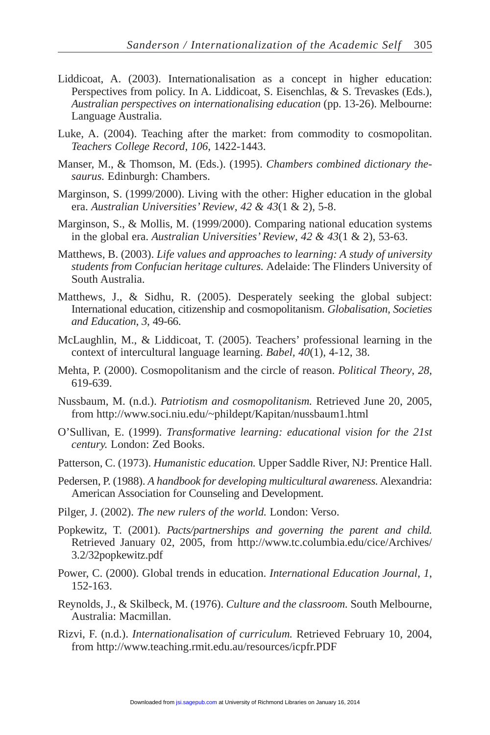Liddicoat, A. (2003). Internationalisation as a concept in higher education: Perspectives from policy. In A. Liddicoat, S. Eisenchlas, & S. Trevaskes (Eds.), *Australian perspectives on internationalising education* (pp. 13-26). Melbourne: Language Australia.

Luke, A. (2004). Teaching after the market: from commodity to cosmopolitan. *Teachers College Record*, *106*, 1422-1443.

Manser, M., & Thomson, M. (Eds.). (1995). *Chambers combined dictionary thesaurus.* Edinburgh: Chambers.

Marginson, S. (1999/2000). Living with the other: Higher education in the global era. *Australian Universities' Review*, *42 & 43*(1 & 2), 5-8.

Marginson, S., & Mollis, M. (1999/2000). Comparing national education systems in the global era. *Australian Universities' Review*, *42 & 43*(1 & 2), 53-63.

Matthews, B. (2003). *Life values and approaches to learning: A study of university students from Confucian heritage cultures.* Adelaide: The Flinders University of South Australia.

Matthews, J., & Sidhu, R. (2005). Desperately seeking the global subject: International education, citizenship and cosmopolitanism. *Globalisation, Societies and Education*, *3*, 49-66.

McLaughlin, M., & Liddicoat, T. (2005). Teachers' professional learning in the context of intercultural language learning. *Babel*, *40*(1), 4-12, 38.

Mehta, P. (2000). Cosmopolitanism and the circle of reason. *Political Theory*, *28*, 619-639.

Nussbaum, M. (n.d.). *Patriotism and cosmopolitanism.* Retrieved June 20, 2005, from http://www.soci.niu.edu/~phildept/Kapitan/nussbaum1.html

O'Sullivan, E. (1999). *Transformative learning: educational vision for the 21st century.* London: Zed Books.

Patterson, C. (1973). *Humanistic education.* Upper Saddle River, NJ: Prentice Hall.

Pedersen, P. (1988). *A handbook for developing multicultural awareness.* Alexandria: American Association for Counseling and Development.

Pilger, J. (2002). *The new rulers of the world.* London: Verso.

Popkewitz, T. (2001). *Pacts/partnerships and governing the parent and child.* Retrieved January 02, 2005, from http://www.tc.columbia.edu/cice/Archives/3.2/32popkewitz.pdf

Power, C. (2000). Global trends in education. *International Education Journal*, *1*, 152-163.

Reynolds, J., & Skilbeck, M. (1976). *Culture and the classroom.* South Melbourne, Australia: Macmillan.

Rizvi, F. (n.d.). *Internationalisation of curriculum.* Retrieved February 10, 2004, from http://www.teaching.rmit.edu.au/resources/icpfr.PDF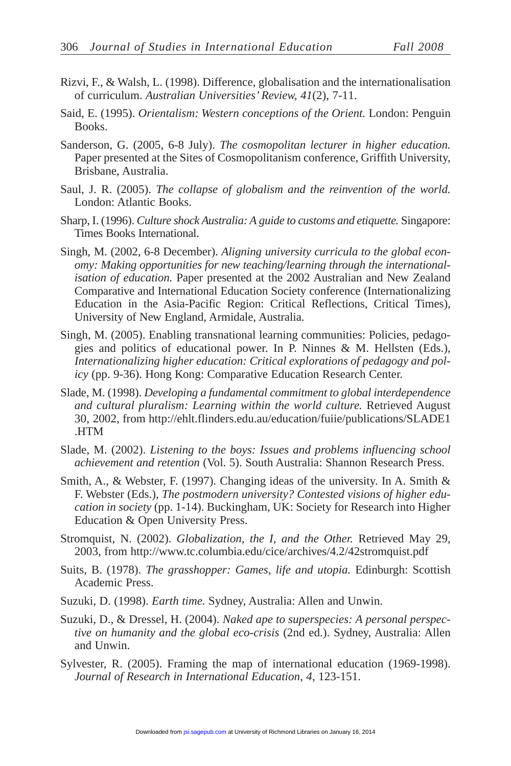Rizvi, F., & Walsh, L. (1998). Difference, globalisation and the internationalisation of curriculum. *Australian Universities' Review, 41*(2), 7-11.

Said, E. (1995). *Orientalism: Western conceptions of the Orient.* London: Penguin Books.

Sanderson, G. (2005, 6-8 July). *The cosmopolitan lecturer in higher education.* Paper presented at the Sites of Cosmopolitanism conference, Griffith University, Brisbane, Australia.

Saul, J. R. (2005). *The collapse of globalism and the reinvention of the world.* London: Atlantic Books.

Sharp, I. (1996). *Culture shock Australia: A guide to customs and etiquette.* Singapore: Times Books International.

Singh, M. (2002, 6-8 December). *Aligning university curricula to the global economy: Making opportunities for new teaching/learning through the internationalisation of education.* Paper presented at the 2002 Australian and New Zealand Comparative and International Education Society conference (Internationalizing Education in the Asia-Pacific Region: Critical Reflections, Critical Times), University of New England, Armidale, Australia.

Singh, M. (2005). Enabling transnational learning communities: Policies, pedagogies and politics of educational power. In P. Ninnes & M. Hellsten (Eds.), *Internationalizing higher education: Critical explorations of pedagogy and policy* (pp. 9-36). Hong Kong: Comparative Education Research Center.

Slade, M. (1998). *Developing a fundamental commitment to global interdependence and cultural pluralism: Learning within the world culture.* Retrieved August 30, 2002, from http://ehlt.flinders.edu.au/education/fuiie/publications/SLADE1.HTM

Slade, M. (2002). *Listening to the boys: Issues and problems influencing school achievement and retention* (Vol. 5). South Australia: Shannon Research Press.

Smith, A., & Webster, F. (1997). Changing ideas of the university. In A. Smith & F. Webster (Eds.), *The postmodern university? Contested visions of higher education in society* (pp. 1-14). Buckingham, UK: Society for Research into Higher Education & Open University Press.

Stromquist, N. (2002). *Globalization, the I, and the Other.* Retrieved May 29, 2003, from http://www.tc.columbia.edu/cice/archives/4.2/42stromquist.pdf

Suits, B. (1978). *The grasshopper: Games, life and utopia.* Edinburgh: Scottish Academic Press.

Suzuki, D. (1998). *Earth time.* Sydney, Australia: Allen and Unwin.

Suzuki, D., & Dressel, H. (2004). *Naked ape to superspecies: A personal perspective on humanity and the global eco-crisis* (2nd ed.). Sydney, Australia: Allen and Unwin.

Sylvester, R. (2005). Framing the map of international education (1969-1998). *Journal of Research in International Education*, *4*, 123-151.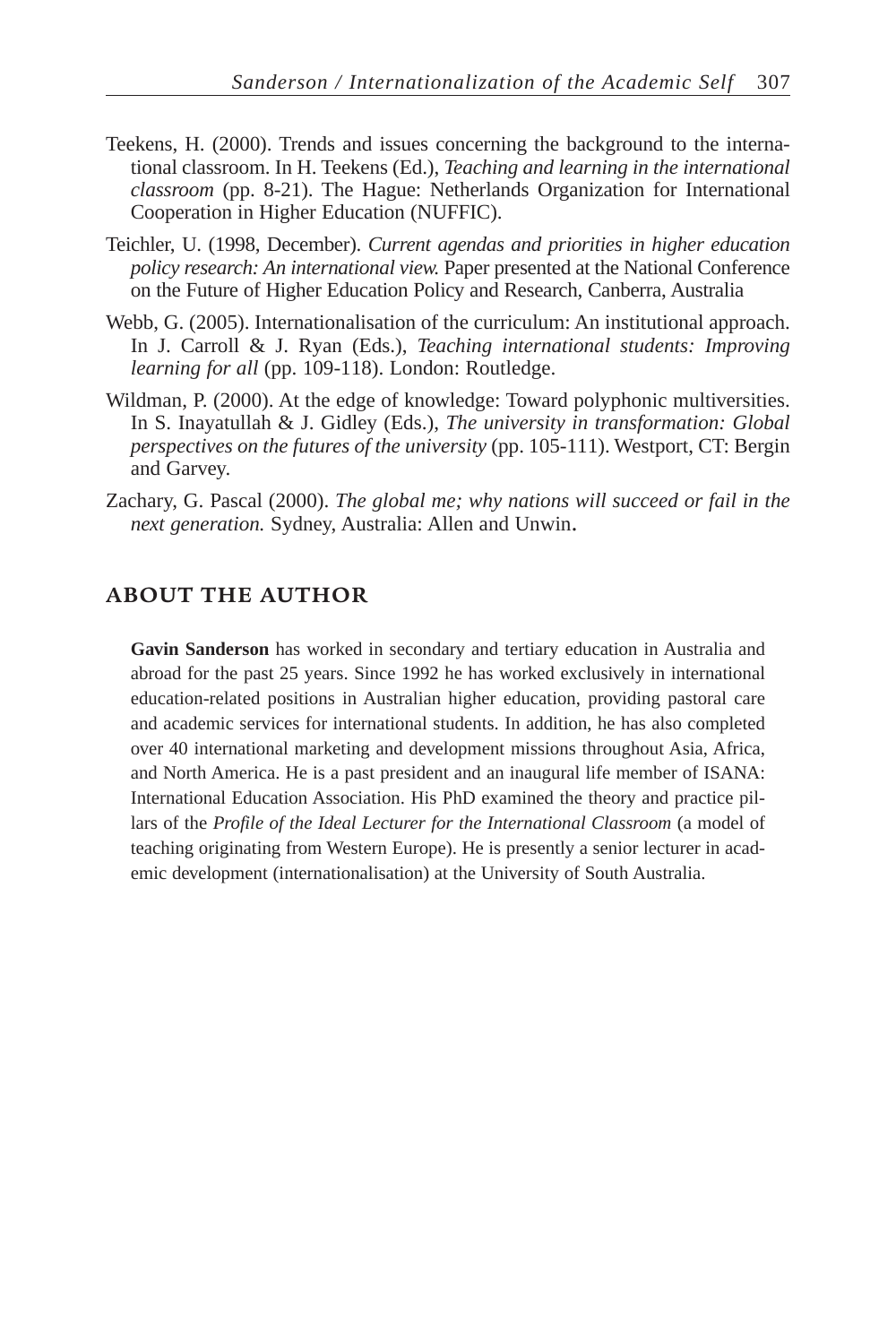Teekens, H. (2000). Trends and issues concerning the background to the international classroom. In H. Teekens (Ed.), *Teaching and learning in the international classroom* (pp. 8-21). The Hague: Netherlands Organization for International Cooperation in Higher Education (NUFFIC).

Teichler, U. (1998, December). *Current agendas and priorities in higher education policy research: An international view.* Paper presented at the National Conference on the Future of Higher Education Policy and Research, Canberra, Australia

Webb, G. (2005). Internationalisation of the curriculum: An institutional approach. In J. Carroll & J. Ryan (Eds.), *Teaching international students: Improving learning for all* (pp. 109-118). London: Routledge.

Wildman, P. (2000). At the edge of knowledge: Toward polyphonic multiversities. In S. Inayatullah & J. Gidley (Eds.), *The university in transformation: Global perspectives on the futures of the university* (pp. 105-111). Westport, CT: Bergin and Garvey.

Zachary, G. Pascal (2000). *The global me; why nations will succeed or fail in the next generation.* Sydney, Australia: Allen and Unwin.

## ABOUT THE AUTHOR

**Gavin Sanderson** has worked in secondary and tertiary education in Australia and abroad for the past 25 years. Since 1992 he has worked exclusively in international education-related positions in Australian higher education, providing pastoral care and academic services for international students. In addition, he has also completed over 40 international marketing and development missions throughout Asia, Africa, and North America. He is a past president and an inaugural life member of ISANA: International Education Association. His PhD examined the theory and practice pillars of the *Profile of the Ideal Lecturer for the International Classroom* (a model of teaching originating from Western Europe). He is presently a senior lecturer in academic development (internationalisation) at the University of South Australia.